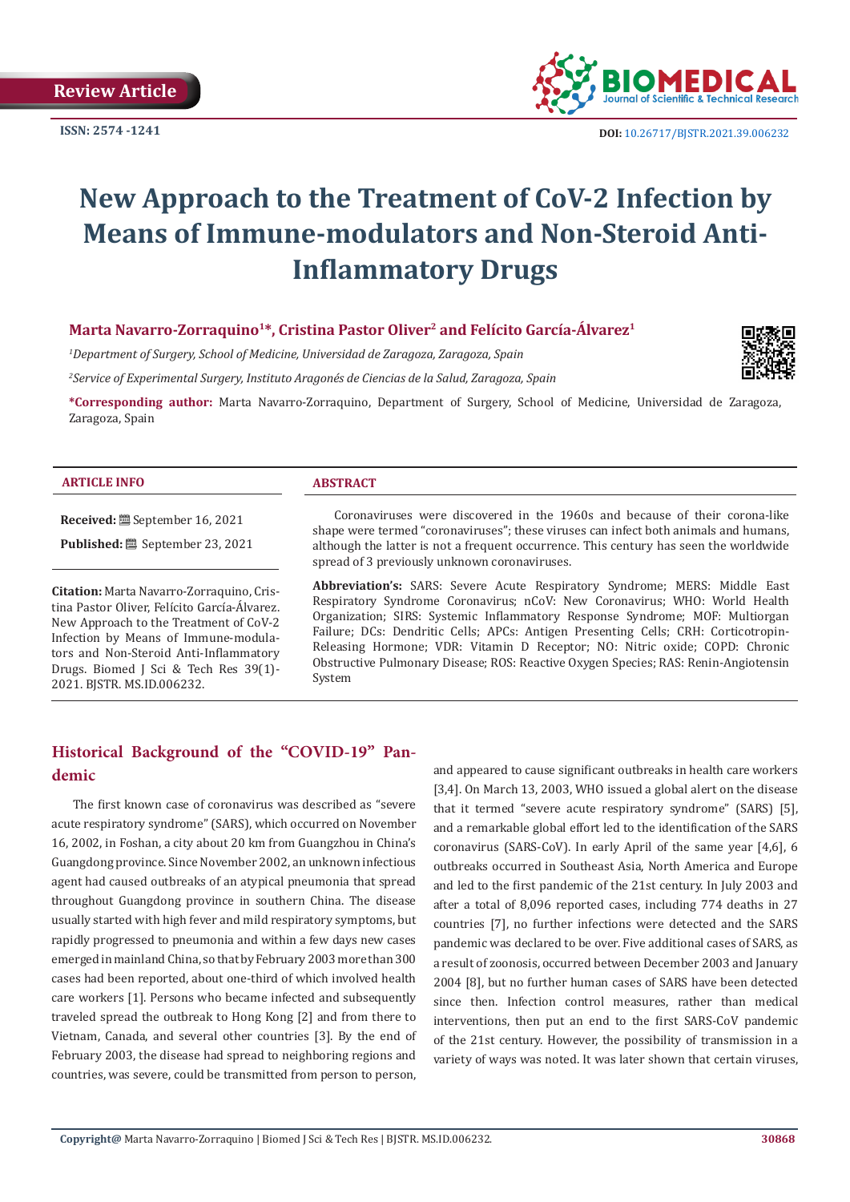Review Article

ISSN: 2574 -1241

DOI: 10.26717/BJSTR.2021.39.006232

# New Approach to the Treatment of CoV-2 Infection by Means of Immune-modulators and Non-Steroid Anti-Inflammatory Drugs

**Marta Navarro-Zorraquino[1]\*, Cristina Pastor Oliver[2] and Felícito García-Álvarez[1]**

[1]*Department of Surgery, School of Medicine, Universidad de Zaragoza, Zaragoza, Spain*

[2]*Service of Experimental Surgery, Instituto Aragonés de Ciencias de la Salud, Zaragoza, Spain*

**\*Corresponding author:** Marta Navarro-Zorraquino, Department of Surgery, School of Medicine, Universidad de Zaragoza, Zaragoza, Spain

**ARTICLE INFO**

**Received:** September 16, 2021

**Published:** September 23, 2021

**Citation:** Marta Navarro-Zorraquino, Cristina Pastor Oliver, Felícito García-Álvarez. New Approach to the Treatment of CoV-2 Infection by Means of Immune-modulators and Non-Steroid Anti-Inflammatory Drugs. Biomed J Sci & Tech Res 39(1)-2021. BJSTR. MS.ID.006232.

**ABSTRACT**

Coronaviruses were discovered in the 1960s and because of their corona-like shape were termed "coronaviruses"; these viruses can infect both animals and humans, although the latter is not a frequent occurrence. This century has seen the worldwide spread of 3 previously unknown coronaviruses.

**Abbreviation's:** SARS: Severe Acute Respiratory Syndrome; MERS: Middle East Respiratory Syndrome Coronavirus; nCoV: New Coronavirus; WHO: World Health Organization; SIRS: Systemic Inflammatory Response Syndrome; MOF: Multiorgan Failure; DCs: Dendritic Cells; APCs: Antigen Presenting Cells; CRH: Corticotropin-Releasing Hormone; VDR: Vitamin D Receptor; NO: Nitric oxide; COPD: Chronic Obstructive Pulmonary Disease; ROS: Reactive Oxygen Species; RAS: Renin-Angiotensin System

## Historical Background of the "COVID-19" Pandemic

The first known case of coronavirus was described as "severe acute respiratory syndrome" (SARS), which occurred on November 16, 2002, in Foshan, a city about 20 km from Guangzhou in China's Guangdong province. Since November 2002, an unknown infectious agent had caused outbreaks of an atypical pneumonia that spread throughout Guangdong province in southern China. The disease usually started with high fever and mild respiratory symptoms, but rapidly progressed to pneumonia and within a few days new cases emerged in mainland China, so that by February 2003 more than 300 cases had been reported, about one-third of which involved health care workers [1]. Persons who became infected and subsequently traveled spread the outbreak to Hong Kong [2] and from there to Vietnam, Canada, and several other countries [3]. By the end of February 2003, the disease had spread to neighboring regions and countries, was severe, could be transmitted from person to person, and appeared to cause significant outbreaks in health care workers [3,4]. On March 13, 2003, WHO issued a global alert on the disease that it termed "severe acute respiratory syndrome" (SARS) [5], and a remarkable global effort led to the identification of the SARS coronavirus (SARS-CoV). In early April of the same year [4,6], 6 outbreaks occurred in Southeast Asia, North America and Europe and led to the first pandemic of the 21st century. In July 2003 and after a total of 8,096 reported cases, including 774 deaths in 27 countries [7], no further infections were detected and the SARS pandemic was declared to be over. Five additional cases of SARS, as a result of zoonosis, occurred between December 2003 and January 2004 [8], but no further human cases of SARS have been detected since then. Infection control measures, rather than medical interventions, then put an end to the first SARS-CoV pandemic of the 21st century. However, the possibility of transmission in a variety of ways was noted. It was later shown that certain viruses,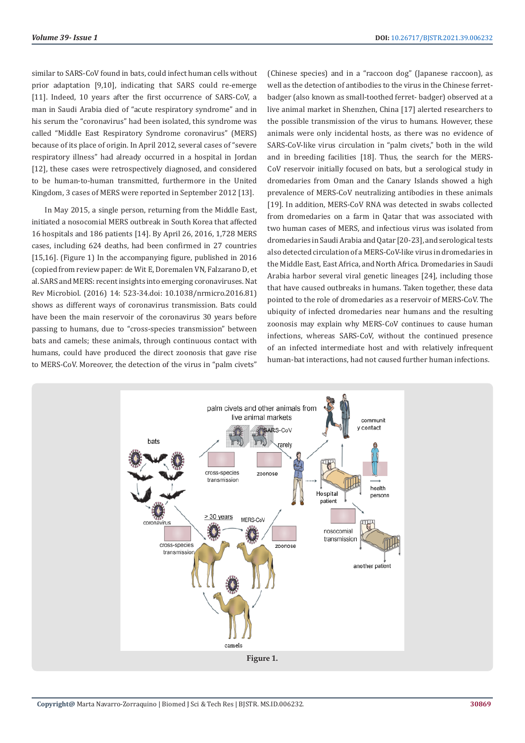similar to SARS-CoV found in bats, could infect human cells without prior adaptation [9,10], indicating that SARS could re-emerge [11]. Indeed, 10 years after the first occurrence of SARS-CoV, a man in Saudi Arabia died of "acute respiratory syndrome" and in his serum the "coronavirus" had been isolated, this syndrome was called "Middle East Respiratory Syndrome coronavirus" (MERS) because of its place of origin. In April 2012, several cases of "severe respiratory illness" had already occurred in a hospital in Jordan [12], these cases were retrospectively diagnosed, and considered to be human-to-human transmitted, furthermore in the United Kingdom, 3 cases of MERS were reported in September 2012 [13].

In May 2015, a single person, returning from the Middle East, initiated a nosocomial MERS outbreak in South Korea that affected 16 hospitals and 186 patients [14]. By April 26, 2016, 1,728 MERS cases, including 624 deaths, had been confirmed in 27 countries [15,16]. (Figure 1) In the accompanying figure, published in 2016 (copied from review paper: de Wit E, Doremalen VN, Falzarano D, et al. SARS and MERS: recent insights into emerging coronaviruses. Nat Rev Microbiol. (2016) 14: 523-34.doi: 10.1038/nrmicro.2016.81) shows as different ways of coronavirus transmission. Bats could have been the main reservoir of the coronavirus 30 years before passing to humans, due to "cross-species transmission" between bats and camels; these animals, through continuous contact with humans, could have produced the direct zoonosis that gave rise to MERS-CoV. Moreover, the detection of the virus in "palm civets" (Chinese species) and in a "raccoon dog" (Japanese raccoon), as well as the detection of antibodies to the virus in the Chinese ferret-badger (also known as small-toothed ferret- badger) observed at a live animal market in Shenzhen, China [17] alerted researchers to the possible transmission of the virus to humans. However, these animals were only incidental hosts, as there was no evidence of SARS-CoV-like virus circulation in "palm civets," both in the wild and in breeding facilities [18]. Thus, the search for the MERS-CoV reservoir initially focused on bats, but a serological study in dromedaries from Oman and the Canary Islands showed a high prevalence of MERS-CoV neutralizing antibodies in these animals [19]. In addition, MERS-CoV RNA was detected in swabs collected from dromedaries on a farm in Qatar that was associated with two human cases of MERS, and infectious virus was isolated from dromedaries in Saudi Arabia and Qatar [20-23], and serological tests also detected circulation of a MERS-CoV-like virus in dromedaries in the Middle East, East Africa, and North Africa. Dromedaries in Saudi Arabia harbor several viral genetic lineages [24], including those that have caused outbreaks in humans. Taken together, these data pointed to the role of dromedaries as a reservoir of MERS-CoV. The ubiquity of infected dromedaries near humans and the resulting zoonosis may explain why MERS-CoV continues to cause human infections, whereas SARS-CoV, without the continued presence of an infected intermediate host and with relatively infrequent human-bat interactions, had not caused further human infections.

**Figure 1.**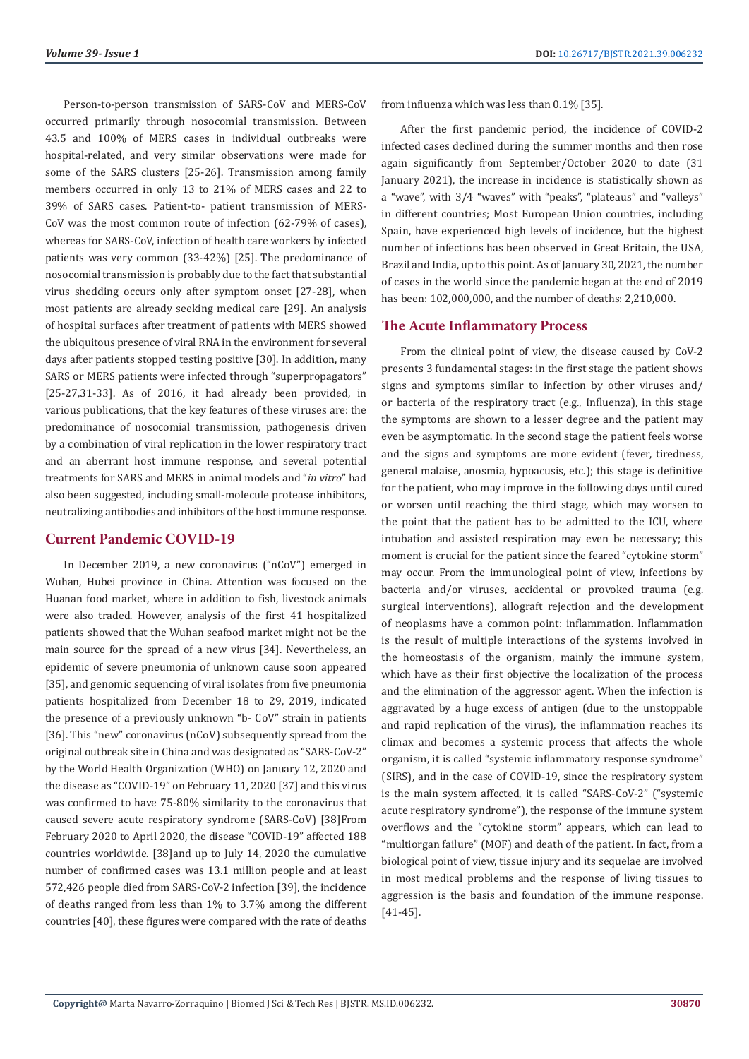Person-to-person transmission of SARS-CoV and MERS-CoV occurred primarily through nosocomial transmission. Between 43.5 and 100% of MERS cases in individual outbreaks were hospital-related, and very similar observations were made for some of the SARS clusters [25-26]. Transmission among family members occurred in only 13 to 21% of MERS cases and 22 to 39% of SARS cases. Patient-to- patient transmission of MERS-CoV was the most common route of infection (62-79% of cases), whereas for SARS-CoV, infection of health care workers by infected patients was very common (33-42%) [25]. The predominance of nosocomial transmission is probably due to the fact that substantial virus shedding occurs only after symptom onset [27-28], when most patients are already seeking medical care [29]. An analysis of hospital surfaces after treatment of patients with MERS showed the ubiquitous presence of viral RNA in the environment for several days after patients stopped testing positive [30]. In addition, many SARS or MERS patients were infected through "superpropagators" [25-27,31-33]. As of 2016, it had already been provided, in various publications, that the key features of these viruses are: the predominance of nosocomial transmission, pathogenesis driven by a combination of viral replication in the lower respiratory tract and an aberrant host immune response, and several potential treatments for SARS and MERS in animal models and "*in vitro*" had also been suggested, including small-molecule protease inhibitors, neutralizing antibodies and inhibitors of the host immune response.

## Current Pandemic COVID-19

In December 2019, a new coronavirus ("nCoV") emerged in Wuhan, Hubei province in China. Attention was focused on the Huanan food market, where in addition to fish, livestock animals were also traded. However, analysis of the first 41 hospitalized patients showed that the Wuhan seafood market might not be the main source for the spread of a new virus [34]. Nevertheless, an epidemic of severe pneumonia of unknown cause soon appeared [35], and genomic sequencing of viral isolates from five pneumonia patients hospitalized from December 18 to 29, 2019, indicated the presence of a previously unknown "b- CoV" strain in patients [36]. This "new" coronavirus (nCoV) subsequently spread from the original outbreak site in China and was designated as "SARS-CoV-2" by the World Health Organization (WHO) on January 12, 2020 and the disease as "COVID-19" on February 11, 2020 [37] and this virus was confirmed to have 75-80% similarity to the coronavirus that caused severe acute respiratory syndrome (SARS-CoV) [38]From February 2020 to April 2020, the disease "COVID-19" affected 188 countries worldwide. [38]and up to July 14, 2020 the cumulative number of confirmed cases was 13.1 million people and at least 572,426 people died from SARS-CoV-2 infection [39], the incidence of deaths ranged from less than 1% to 3.7% among the different countries [40], these figures were compared with the rate of deaths from influenza which was less than 0.1% [35].

After the first pandemic period, the incidence of COVID-2 infected cases declined during the summer months and then rose again significantly from September/October 2020 to date (31 January 2021), the increase in incidence is statistically shown as a "wave", with 3/4 "waves" with "peaks", "plateaus" and "valleys" in different countries; Most European Union countries, including Spain, have experienced high levels of incidence, but the highest number of infections has been observed in Great Britain, the USA, Brazil and India, up to this point. As of January 30, 2021, the number of cases in the world since the pandemic began at the end of 2019 has been: 102,000,000, and the number of deaths: 2,210,000.

## The Acute Inflammatory Process

From the clinical point of view, the disease caused by CoV-2 presents 3 fundamental stages: in the first stage the patient shows signs and symptoms similar to infection by other viruses and/or bacteria of the respiratory tract (e.g., Influenza), in this stage the symptoms are shown to a lesser degree and the patient may even be asymptomatic. In the second stage the patient feels worse and the signs and symptoms are more evident (fever, tiredness, general malaise, anosmia, hypoacusis, etc.); this stage is definitive for the patient, who may improve in the following days until cured or worsen until reaching the third stage, which may worsen to the point that the patient has to be admitted to the ICU, where intubation and assisted respiration may even be necessary; this moment is crucial for the patient since the feared "cytokine storm" may occur. From the immunological point of view, infections by bacteria and/or viruses, accidental or provoked trauma (e.g. surgical interventions), allograft rejection and the development of neoplasms have a common point: inflammation. Inflammation is the result of multiple interactions of the systems involved in the homeostasis of the organism, mainly the immune system, which have as their first objective the localization of the process and the elimination of the aggressor agent. When the infection is aggravated by a huge excess of antigen (due to the unstoppable and rapid replication of the virus), the inflammation reaches its climax and becomes a systemic process that affects the whole organism, it is called "systemic inflammatory response syndrome" (SIRS), and in the case of COVID-19, since the respiratory system is the main system affected, it is called "SARS-CoV-2" ("systemic acute respiratory syndrome"), the response of the immune system overflows and the "cytokine storm" appears, which can lead to "multiorgan failure" (MOF) and death of the patient. In fact, from a biological point of view, tissue injury and its sequelae are involved in most medical problems and the response of living tissues to aggression is the basis and foundation of the immune response. [41-45].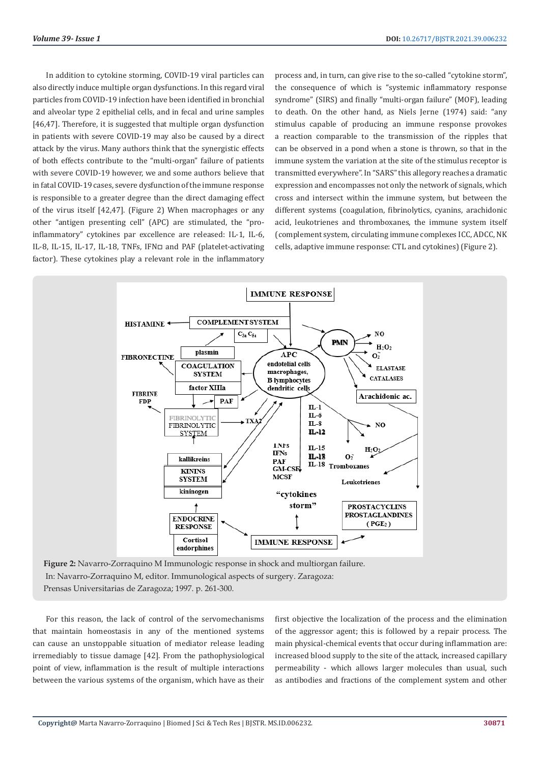In addition to cytokine storming, COVID-19 viral particles can also directly induce multiple organ dysfunctions. In this regard viral particles from COVID-19 infection have been identified in bronchial and alveolar type 2 epithelial cells, and in fecal and urine samples [46,47]. Therefore, it is suggested that multiple organ dysfunction in patients with severe COVID-19 may also be caused by a direct attack by the virus. Many authors think that the synergistic effects of both effects contribute to the "multi-organ" failure of patients with severe COVID-19 however, we and some authors believe that in fatal COVID-19 cases, severe dysfunction of the immune response is responsible to a greater degree than the direct damaging effect of the virus itself [42,47]. (Figure 2) When macrophages or any other "antigen presenting cell" (APC) are stimulated, the "pro-inflammatory" cytokines par excellence are released: IL-1, IL-6, IL-8, IL-15, IL-17, IL-18, TNFs, IFN□ and PAF (platelet-activating factor). These cytokines play a relevant role in the inflammatory process and, in turn, can give rise to the so-called "cytokine storm", the consequence of which is "systemic inflammatory response syndrome" (SIRS) and finally "multi-organ failure" (MOF), leading to death. On the other hand, as Niels Jerne (1974) said: "any stimulus capable of producing an immune response provokes a reaction comparable to the transmission of the ripples that can be observed in a pond when a stone is thrown, so that in the immune system the variation at the site of the stimulus receptor is transmitted everywhere". In "SARS" this allegory reaches a dramatic expression and encompasses not only the network of signals, which cross and intersect within the immune system, but between the different systems (coagulation, fibrinolytics, cyanins, arachidonic acid, leukotrienes and thromboxanes, the immune system itself (complement system, circulating immune complexes ICC, ADCC, NK cells, adaptive immune response: CTL and cytokines) (Figure 2).

**Figure 2:** Navarro-Zorraquino M Immunologic response in shock and multiorgan failure. In: Navarro-Zorraquino M, editor. Immunological aspects of surgery. Zaragoza: Prensas Universitarias de Zaragoza; 1997. p. 261-300.

For this reason, the lack of control of the servomechanisms that maintain homeostasis in any of the mentioned systems can cause an unstoppable situation of mediator release leading irremediably to tissue damage [42]. From the pathophysiological point of view, inflammation is the result of multiple interactions between the various systems of the organism, which have as their first objective the localization of the process and the elimination of the aggressor agent; this is followed by a repair process. The main physical-chemical events that occur during inflammation are: increased blood supply to the site of the attack, increased capillary permeability - which allows larger molecules than usual, such as antibodies and fractions of the complement system and other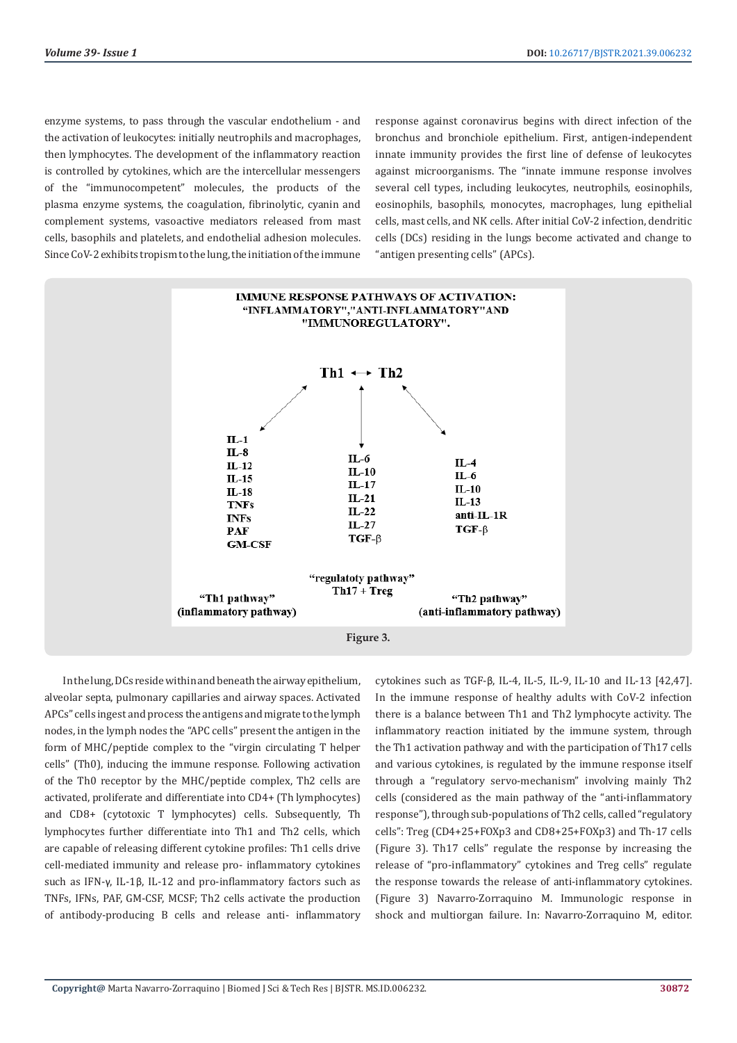enzyme systems, to pass through the vascular endothelium - and the activation of leukocytes: initially neutrophils and macrophages, then lymphocytes. The development of the inflammatory reaction is controlled by cytokines, which are the intercellular messengers of the "immunocompetent" molecules, the products of the plasma enzyme systems, the coagulation, fibrinolytic, cyanin and complement systems, vasoactive mediators released from mast cells, basophils and platelets, and endothelial adhesion molecules. Since CoV-2 exhibits tropism to the lung, the initiation of the immune response against coronavirus begins with direct infection of the bronchus and bronchiole epithelium. First, antigen-independent innate immunity provides the first line of defense of leukocytes against microorganisms. The "innate immune response involves several cell types, including leukocytes, neutrophils, eosinophils, eosinophils, basophils, monocytes, macrophages, lung epithelial cells, mast cells, and NK cells. After initial CoV-2 infection, dendritic cells (DCs) residing in the lungs become activated and change to "antigen presenting cells" (APCs).

**IMMUNE RESPONSE PATHWAYS OF ACTIVATION: "INFLAMMATORY","ANTI-INFLAMMATORY"AND "IMMUNOREGULATORY".**

**Th1 ↔ Th2**

| "Th1 pathway" (inflammatory pathway) | "regulatoty pathway" Th17 + Treg | "Th2 pathway" (anti-inflammatory pathway) |
|---|---|---|
| IL-1 | IL-6 | IL-4 |
| IL-8 | IL-10 | IL-6 |
| IL-12 | IL-17 | IL-10 |
| IL-15 | IL-21 | IL-13 |
| IL-18 | IL-22 | anti-IL-1R |
| TNFs | IL-27 | TGF-β |
| INFs | TGF-β | |
| PAF | | |
| GM-CSF | | |

Figure 3.

In the lung, DCs reside within and beneath the airway epithelium, alveolar septa, pulmonary capillaries and airway spaces. Activated APCs" cells ingest and process the antigens and migrate to the lymph nodes, in the lymph nodes the "APC cells" present the antigen in the form of MHC/peptide complex to the "virgin circulating T helper cells" (Th0), inducing the immune response. Following activation of the Th0 receptor by the MHC/peptide complex, Th2 cells are activated, proliferate and differentiate into CD4+ (Th lymphocytes) and CD8+ (cytotoxic T lymphocytes) cells. Subsequently, Th lymphocytes further differentiate into Th1 and Th2 cells, which are capable of releasing different cytokine profiles: Th1 cells drive cell-mediated immunity and release pro- inflammatory cytokines such as IFN-γ, IL-1β, IL-12 and pro-inflammatory factors such as TNFs, IFNs, PAF, GM-CSF, MCSF; Th2 cells activate the production of antibody-producing B cells and release anti- inflammatory cytokines such as TGF-β, IL-4, IL-5, IL-9, IL-10 and IL-13 [42,47]. In the immune response of healthy adults with CoV-2 infection there is a balance between Th1 and Th2 lymphocyte activity. The inflammatory reaction initiated by the immune system, through the Th1 activation pathway and with the participation of Th17 cells and various cytokines, is regulated by the immune response itself through a "regulatory servo-mechanism" involving mainly Th2 cells (considered as the main pathway of the "anti-inflammatory response"), through sub-populations of Th2 cells, called "regulatory cells": Treg (CD4+25+FOXp3 and CD8+25+FOXp3) and Th-17 cells (Figure 3). Th17 cells" regulate the response by increasing the release of "pro-inflammatory" cytokines and Treg cells" regulate the response towards the release of anti-inflammatory cytokines. (Figure 3) Navarro-Zorraquino M. Immunologic response in shock and multiorgan failure. In: Navarro-Zorraquino M, editor.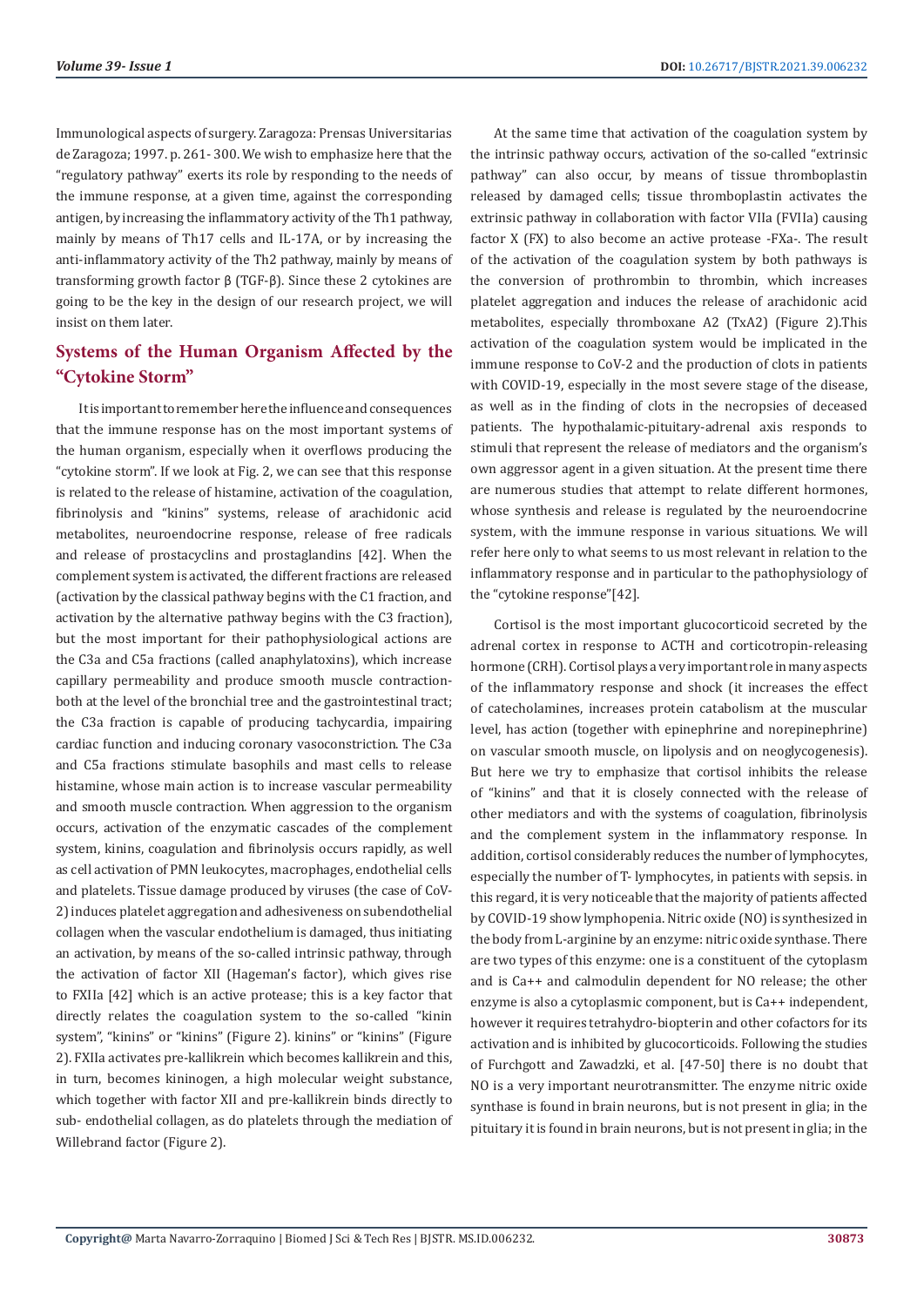Immunological aspects of surgery. Zaragoza: Prensas Universitarias de Zaragoza; 1997. p. 261- 300. We wish to emphasize here that the "regulatory pathway" exerts its role by responding to the needs of the immune response, at a given time, against the corresponding antigen, by increasing the inflammatory activity of the Th1 pathway, mainly by means of Th17 cells and IL-17A, or by increasing the anti-inflammatory activity of the Th2 pathway, mainly by means of transforming growth factor β (TGF-β). Since these 2 cytokines are going to be the key in the design of our research project, we will insist on them later.

## Systems of the Human Organism Affected by the "Cytokine Storm"

It is important to remember here the influence and consequences that the immune response has on the most important systems of the human organism, especially when it overflows producing the "cytokine storm". If we look at Fig. 2, we can see that this response is related to the release of histamine, activation of the coagulation, fibrinolysis and "kinins" systems, release of arachidonic acid metabolites, neuroendocrine response, release of free radicals and release of prostacyclins and prostaglandins [42]. When the complement system is activated, the different fractions are released (activation by the classical pathway begins with the C1 fraction, and activation by the alternative pathway begins with the C3 fraction), but the most important for their pathophysiological actions are the C3a and C5a fractions (called anaphylatoxins), which increase capillary permeability and produce smooth muscle contraction-both at the level of the bronchial tree and the gastrointestinal tract; the C3a fraction is capable of producing tachycardia, impairing cardiac function and inducing coronary vasoconstriction. The C3a and C5a fractions stimulate basophils and mast cells to release histamine, whose main action is to increase vascular permeability and smooth muscle contraction. When aggression to the organism occurs, activation of the enzymatic cascades of the complement system, kinins, coagulation and fibrinolysis occurs rapidly, as well as cell activation of PMN leukocytes, macrophages, endothelial cells and platelets. Tissue damage produced by viruses (the case of CoV-2) induces platelet aggregation and adhesiveness on subendothelial collagen when the vascular endothelium is damaged, thus initiating an activation, by means of the so-called intrinsic pathway, through the activation of factor XII (Hageman's factor), which gives rise to FXIIa [42] which is an active protease; this is a key factor that directly relates the coagulation system to the so-called "kinin system", "kinins" or "kinins" (Figure 2). kinins" or "kinins" (Figure 2). FXIIa activates pre-kallikrein which becomes kallikrein and this, in turn, becomes kininogen, a high molecular weight substance, which together with factor XII and pre-kallikrein binds directly to sub- endothelial collagen, as do platelets through the mediation of Willebrand factor (Figure 2).

At the same time that activation of the coagulation system by the intrinsic pathway occurs, activation of the so-called "extrinsic pathway" can also occur, by means of tissue thromboplastin released by damaged cells; tissue thromboplastin activates the extrinsic pathway in collaboration with factor VIIa (FVIIa) causing factor X (FX) to also become an active protease -FXa-. The result of the activation of the coagulation system by both pathways is the conversion of prothrombin to thrombin, which increases platelet aggregation and induces the release of arachidonic acid metabolites, especially thromboxane A2 (TxA2) (Figure 2).This activation of the coagulation system would be implicated in the immune response to CoV-2 and the production of clots in patients with COVID-19, especially in the most severe stage of the disease, as well as in the finding of clots in the necropsies of deceased patients. The hypothalamic-pituitary-adrenal axis responds to stimuli that represent the release of mediators and the organism's own aggressor agent in a given situation. At the present time there are numerous studies that attempt to relate different hormones, whose synthesis and release is regulated by the neuroendocrine system, with the immune response in various situations. We will refer here only to what seems to us most relevant in relation to the inflammatory response and in particular to the pathophysiology of the "cytokine response"[42].

Cortisol is the most important glucocorticoid secreted by the adrenal cortex in response to ACTH and corticotropin-releasing hormone (CRH). Cortisol plays a very important role in many aspects of the inflammatory response and shock (it increases the effect of catecholamines, increases protein catabolism at the muscular level, has action (together with epinephrine and norepinephrine) on vascular smooth muscle, on lipolysis and on neoglycogenesis). But here we try to emphasize that cortisol inhibits the release of "kinins" and that it is closely connected with the release of other mediators and with the systems of coagulation, fibrinolysis and the complement system in the inflammatory response. In addition, cortisol considerably reduces the number of lymphocytes, especially the number of T- lymphocytes, in patients with sepsis. in this regard, it is very noticeable that the majority of patients affected by COVID-19 show lymphopenia. Nitric oxide (NO) is synthesized in the body from L-arginine by an enzyme: nitric oxide synthase. There are two types of this enzyme: one is a constituent of the cytoplasm and is Ca++ and calmodulin dependent for NO release; the other enzyme is also a cytoplasmic component, but is Ca++ independent, however it requires tetrahydro-biopterin and other cofactors for its activation and is inhibited by glucocorticoids. Following the studies of Furchgott and Zawadzki, et al. [47-50] there is no doubt that NO is a very important neurotransmitter. The enzyme nitric oxide synthase is found in brain neurons, but is not present in glia; in the pituitary it is found in brain neurons, but is not present in glia; in the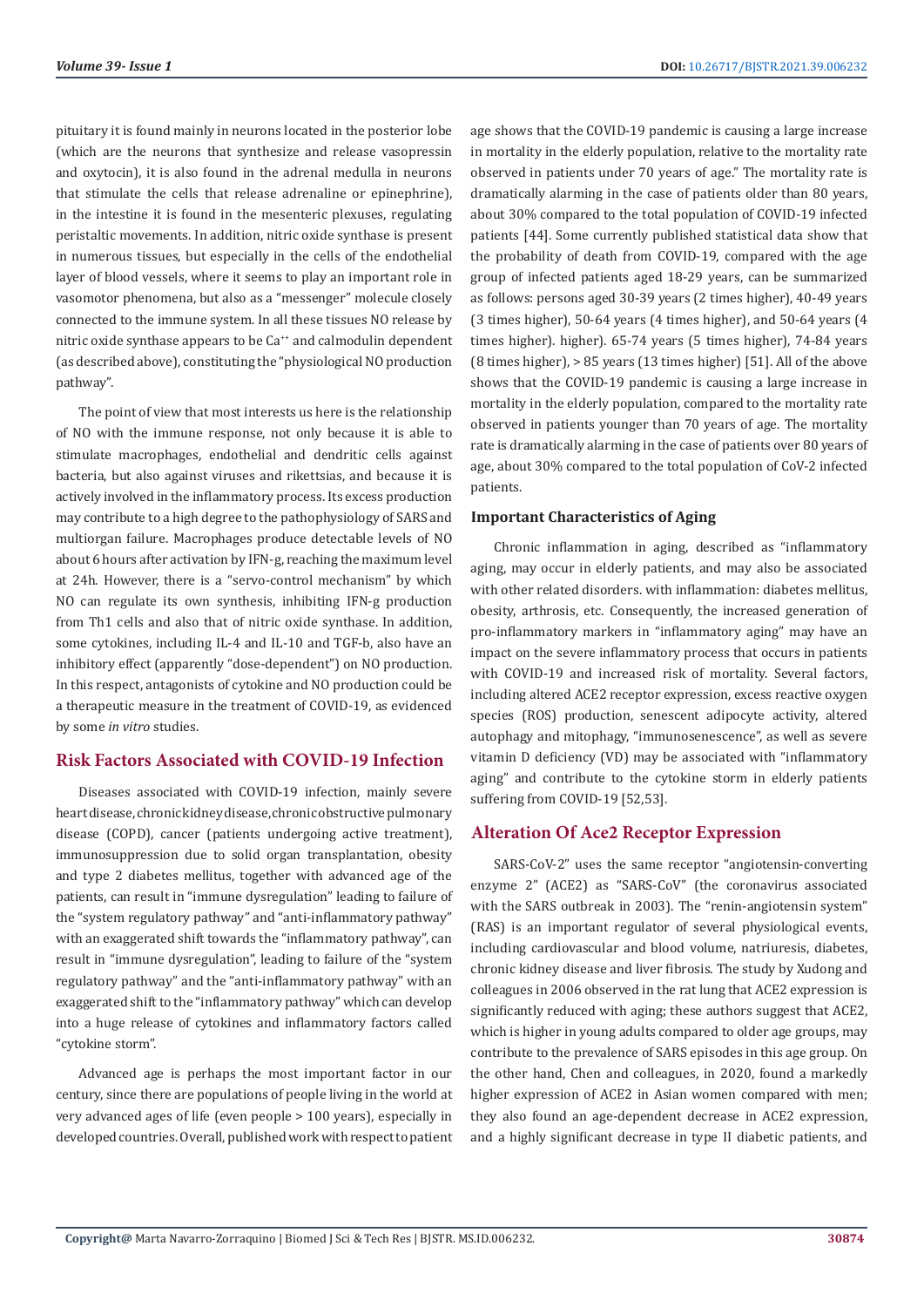pituitary it is found mainly in neurons located in the posterior lobe (which are the neurons that synthesize and release vasopressin and oxytocin), it is also found in the adrenal medulla in neurons that stimulate the cells that release adrenaline or epinephrine), in the intestine it is found in the mesenteric plexuses, regulating peristaltic movements. In addition, nitric oxide synthase is present in numerous tissues, but especially in the cells of the endothelial layer of blood vessels, where it seems to play an important role in vasomotor phenomena, but also as a "messenger" molecule closely connected to the immune system. In all these tissues NO release by nitric oxide synthase appears to be $Ca^{++}$ and calmodulin dependent (as described above), constituting the "physiological NO production pathway".

The point of view that most interests us here is the relationship of NO with the immune response, not only because it is able to stimulate macrophages, endothelial and dendritic cells against bacteria, but also against viruses and rikettsias, and because it is actively involved in the inflammatory process. Its excess production may contribute to a high degree to the pathophysiology of SARS and multiorgan failure. Macrophages produce detectable levels of NO about 6 hours after activation by IFN-g, reaching the maximum level at 24h. However, there is a "servo-control mechanism" by which NO can regulate its own synthesis, inhibiting IFN-g production from Th1 cells and also that of nitric oxide synthase. In addition, some cytokines, including IL-4 and IL-10 and TGF-b, also have an inhibitory effect (apparently "dose-dependent") on NO production. In this respect, antagonists of cytokine and NO production could be a therapeutic measure in the treatment of COVID-19, as evidenced by some *in vitro* studies.

## Risk Factors Associated with COVID-19 Infection

Diseases associated with COVID-19 infection, mainly severe heart disease, chronic kidney disease, chronic obstructive pulmonary disease (COPD), cancer (patients undergoing active treatment), immunosuppression due to solid organ transplantation, obesity and type 2 diabetes mellitus, together with advanced age of the patients, can result in "immune dysregulation" leading to failure of the "system regulatory pathway" and "anti-inflammatory pathway" with an exaggerated shift towards the "inflammatory pathway", can result in "immune dysregulation", leading to failure of the "system regulatory pathway" and the "anti-inflammatory pathway" with an exaggerated shift to the "inflammatory pathway" which can develop into a huge release of cytokines and inflammatory factors called "cytokine storm".

Advanced age is perhaps the most important factor in our century, since there are populations of people living in the world at very advanced ages of life (even people > 100 years), especially in developed countries. Overall, published work with respect to patient age shows that the COVID-19 pandemic is causing a large increase in mortality in the elderly population, relative to the mortality rate observed in patients under 70 years of age." The mortality rate is dramatically alarming in the case of patients older than 80 years, about 30% compared to the total population of COVID-19 infected patients [44]. Some currently published statistical data show that the probability of death from COVID-19, compared with the age group of infected patients aged 18-29 years, can be summarized as follows: persons aged 30-39 years (2 times higher), 40-49 years (3 times higher), 50-64 years (4 times higher), and 50-64 years (4 times higher). higher). 65-74 years (5 times higher), 74-84 years (8 times higher), > 85 years (13 times higher) [51]. All of the above shows that the COVID-19 pandemic is causing a large increase in mortality in the elderly population, compared to the mortality rate observed in patients younger than 70 years of age. The mortality rate is dramatically alarming in the case of patients over 80 years of age, about 30% compared to the total population of CoV-2 infected patients.

### Important Characteristics of Aging

Chronic inflammation in aging, described as "inflammatory aging, may occur in elderly patients, and may also be associated with other related disorders. with inflammation: diabetes mellitus, obesity, arthrosis, etc. Consequently, the increased generation of pro-inflammatory markers in "inflammatory aging" may have an impact on the severe inflammatory process that occurs in patients with COVID-19 and increased risk of mortality. Several factors, including altered ACE2 receptor expression, excess reactive oxygen species (ROS) production, senescent adipocyte activity, altered autophagy and mitophagy, "immunosenescence", as well as severe vitamin D deficiency (VD) may be associated with "inflammatory aging" and contribute to the cytokine storm in elderly patients suffering from COVID-19 [52,53].

## Alteration Of Ace2 Receptor Expression

SARS-CoV-2" uses the same receptor "angiotensin-converting enzyme 2" (ACE2) as "SARS-CoV" (the coronavirus associated with the SARS outbreak in 2003). The "renin-angiotensin system" (RAS) is an important regulator of several physiological events, including cardiovascular and blood volume, natriuresis, diabetes, chronic kidney disease and liver fibrosis. The study by Xudong and colleagues in 2006 observed in the rat lung that ACE2 expression is significantly reduced with aging; these authors suggest that ACE2, which is higher in young adults compared to older age groups, may contribute to the prevalence of SARS episodes in this age group. On the other hand, Chen and colleagues, in 2020, found a markedly higher expression of ACE2 in Asian women compared with men; they also found an age-dependent decrease in ACE2 expression, and a highly significant decrease in type II diabetic patients, and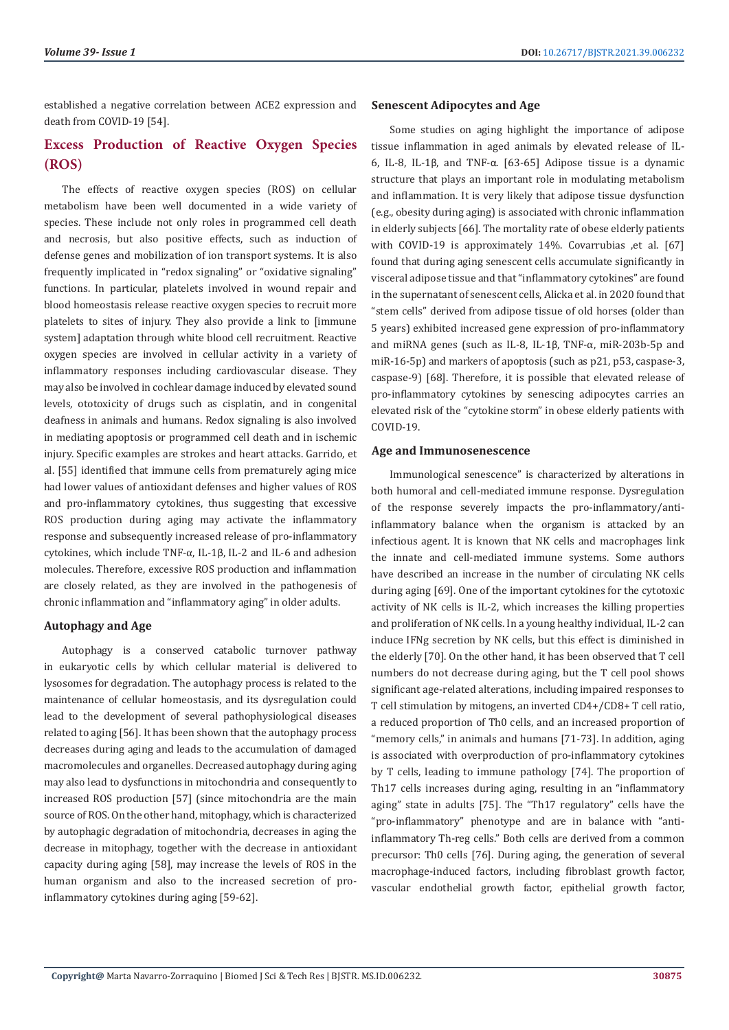established a negative correlation between ACE2 expression and death from COVID-19 [54].

## Excess Production of Reactive Oxygen Species (ROS)

The effects of reactive oxygen species (ROS) on cellular metabolism have been well documented in a wide variety of species. These include not only roles in programmed cell death and necrosis, but also positive effects, such as induction of defense genes and mobilization of ion transport systems. It is also frequently implicated in "redox signaling" or "oxidative signaling" functions. In particular, platelets involved in wound repair and blood homeostasis release reactive oxygen species to recruit more platelets to sites of injury. They also provide a link to [immune system] adaptation through white blood cell recruitment. Reactive oxygen species are involved in cellular activity in a variety of inflammatory responses including cardiovascular disease. They may also be involved in cochlear damage induced by elevated sound levels, ototoxicity of drugs such as cisplatin, and in congenital deafness in animals and humans. Redox signaling is also involved in mediating apoptosis or programmed cell death and in ischemic injury. Specific examples are strokes and heart attacks. Garrido, et al. [55] identified that immune cells from prematurely aging mice had lower values of antioxidant defenses and higher values of ROS and pro-inflammatory cytokines, thus suggesting that excessive ROS production during aging may activate the inflammatory response and subsequently increased release of pro-inflammatory cytokines, which include TNF-α, IL-1β, IL-2 and IL-6 and adhesion molecules. Therefore, excessive ROS production and inflammation are closely related, as they are involved in the pathogenesis of chronic inflammation and "inflammatory aging" in older adults.

### Autophagy and Age

Autophagy is a conserved catabolic turnover pathway in eukaryotic cells by which cellular material is delivered to lysosomes for degradation. The autophagy process is related to the maintenance of cellular homeostasis, and its dysregulation could lead to the development of several pathophysiological diseases related to aging [56]. It has been shown that the autophagy process decreases during aging and leads to the accumulation of damaged macromolecules and organelles. Decreased autophagy during aging may also lead to dysfunctions in mitochondria and consequently to increased ROS production [57] (since mitochondria are the main source of ROS. On the other hand, mitophagy, which is characterized by autophagic degradation of mitochondria, decreases in aging the decrease in mitophagy, together with the decrease in antioxidant capacity during aging [58], may increase the levels of ROS in the human organism and also to the increased secretion of pro-inflammatory cytokines during aging [59-62].

### Senescent Adipocytes and Age

Some studies on aging highlight the importance of adipose tissue inflammation in aged animals by elevated release of IL-6, IL-8, IL-1β, and TNF-α. [63-65] Adipose tissue is a dynamic structure that plays an important role in modulating metabolism and inflammation. It is very likely that adipose tissue dysfunction (e.g., obesity during aging) is associated with chronic inflammation in elderly subjects [66]. The mortality rate of obese elderly patients with COVID-19 is approximately 14%. Covarrubias ,et al. [67] found that during aging senescent cells accumulate significantly in visceral adipose tissue and that "inflammatory cytokines" are found in the supernatant of senescent cells, Alicka et al. in 2020 found that "stem cells" derived from adipose tissue of old horses (older than 5 years) exhibited increased gene expression of pro-inflammatory and miRNA genes (such as IL-8, IL-1β, TNF-α, miR-203b-5p and miR-16-5p) and markers of apoptosis (such as p21, p53, caspase-3, caspase-9) [68]. Therefore, it is possible that elevated release of pro-inflammatory cytokines by senescing adipocytes carries an elevated risk of the "cytokine storm" in obese elderly patients with COVID-19.

### Age and Immunosenescence

Immunological senescence" is characterized by alterations in both humoral and cell-mediated immune response. Dysregulation of the response severely impacts the pro-inflammatory/anti-inflammatory balance when the organism is attacked by an infectious agent. It is known that NK cells and macrophages link the innate and cell-mediated immune systems. Some authors have described an increase in the number of circulating NK cells during aging [69]. One of the important cytokines for the cytotoxic activity of NK cells is IL-2, which increases the killing properties and proliferation of NK cells. In a young healthy individual, IL-2 can induce IFNg secretion by NK cells, but this effect is diminished in the elderly [70]. On the other hand, it has been observed that T cell numbers do not decrease during aging, but the T cell pool shows significant age-related alterations, including impaired responses to T cell stimulation by mitogens, an inverted CD4+/CD8+ T cell ratio, a reduced proportion of Th0 cells, and an increased proportion of "memory cells," in animals and humans [71-73]. In addition, aging is associated with overproduction of pro-inflammatory cytokines by T cells, leading to immune pathology [74]. The proportion of Th17 cells increases during aging, resulting in an "inflammatory aging" state in adults [75]. The "Th17 regulatory" cells have the "pro-inflammatory" phenotype and are in balance with "anti-inflammatory Th-reg cells." Both cells are derived from a common precursor: Th0 cells [76]. During aging, the generation of several macrophage-induced factors, including fibroblast growth factor, vascular endothelial growth factor, epithelial growth factor,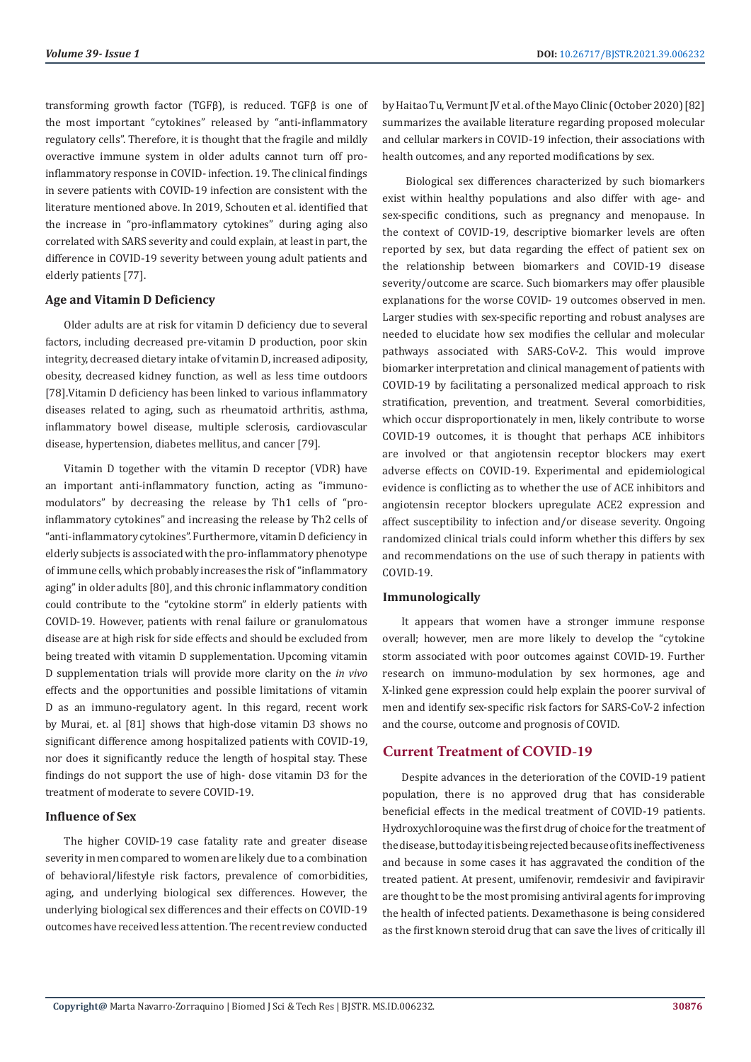transforming growth factor (TGFβ), is reduced. TGFβ is one of the most important "cytokines" released by "anti-inflammatory regulatory cells". Therefore, it is thought that the fragile and mildly overactive immune system in older adults cannot turn off pro-inflammatory response in COVID- infection. 19. The clinical findings in severe patients with COVID-19 infection are consistent with the literature mentioned above. In 2019, Schouten et al. identified that the increase in "pro-inflammatory cytokines" during aging also correlated with SARS severity and could explain, at least in part, the difference in COVID-19 severity between young adult patients and elderly patients [77].

### Age and Vitamin D Deficiency

Older adults are at risk for vitamin D deficiency due to several factors, including decreased pre-vitamin D production, poor skin integrity, decreased dietary intake of vitamin D, increased adiposity, obesity, decreased kidney function, as well as less time outdoors [78].Vitamin D deficiency has been linked to various inflammatory diseases related to aging, such as rheumatoid arthritis, asthma, inflammatory bowel disease, multiple sclerosis, cardiovascular disease, hypertension, diabetes mellitus, and cancer [79].

Vitamin D together with the vitamin D receptor (VDR) have an important anti-inflammatory function, acting as "immuno-modulators" by decreasing the release by Th1 cells of "pro-inflammatory cytokines" and increasing the release by Th2 cells of "anti-inflammatory cytokines". Furthermore, vitamin D deficiency in elderly subjects is associated with the pro-inflammatory phenotype of immune cells, which probably increases the risk of "inflammatory aging" in older adults [80], and this chronic inflammatory condition could contribute to the "cytokine storm" in elderly patients with COVID-19. However, patients with renal failure or granulomatous disease are at high risk for side effects and should be excluded from being treated with vitamin D supplementation. Upcoming vitamin D supplementation trials will provide more clarity on the *in vivo* effects and the opportunities and possible limitations of vitamin D as an immuno-regulatory agent. In this regard, recent work by Murai, et. al [81] shows that high-dose vitamin D3 shows no significant difference among hospitalized patients with COVID-19, nor does it significantly reduce the length of hospital stay. These findings do not support the use of high- dose vitamin D3 for the treatment of moderate to severe COVID-19.

### Influence of Sex

The higher COVID-19 case fatality rate and greater disease severity in men compared to women are likely due to a combination of behavioral/lifestyle risk factors, prevalence of comorbidities, aging, and underlying biological sex differences. However, the underlying biological sex differences and their effects on COVID-19 outcomes have received less attention. The recent review conducted by Haitao Tu, Vermunt JV et al. of the Mayo Clinic (October 2020) [82] summarizes the available literature regarding proposed molecular and cellular markers in COVID-19 infection, their associations with health outcomes, and any reported modifications by sex.

Biological sex differences characterized by such biomarkers exist within healthy populations and also differ with age- and sex-specific conditions, such as pregnancy and menopause. In the context of COVID-19, descriptive biomarker levels are often reported by sex, but data regarding the effect of patient sex on the relationship between biomarkers and COVID-19 disease severity/outcome are scarce. Such biomarkers may offer plausible explanations for the worse COVID- 19 outcomes observed in men. Larger studies with sex-specific reporting and robust analyses are needed to elucidate how sex modifies the cellular and molecular pathways associated with SARS-CoV-2. This would improve biomarker interpretation and clinical management of patients with COVID-19 by facilitating a personalized medical approach to risk stratification, prevention, and treatment. Several comorbidities, which occur disproportionately in men, likely contribute to worse COVID-19 outcomes, it is thought that perhaps ACE inhibitors are involved or that angiotensin receptor blockers may exert adverse effects on COVID-19. Experimental and epidemiological evidence is conflicting as to whether the use of ACE inhibitors and angiotensin receptor blockers upregulate ACE2 expression and affect susceptibility to infection and/or disease severity. Ongoing randomized clinical trials could inform whether this differs by sex and recommendations on the use of such therapy in patients with COVID-19.

### Immunologically

It appears that women have a stronger immune response overall; however, men are more likely to develop the "cytokine storm associated with poor outcomes against COVID-19. Further research on immuno-modulation by sex hormones, age and X-linked gene expression could help explain the poorer survival of men and identify sex-specific risk factors for SARS-CoV-2 infection and the course, outcome and prognosis of COVID.

## Current Treatment of COVID-19

Despite advances in the deterioration of the COVID-19 patient population, there is no approved drug that has considerable beneficial effects in the medical treatment of COVID-19 patients. Hydroxychloroquine was the first drug of choice for the treatment of the disease, but today it is being rejected because of its ineffectiveness and because in some cases it has aggravated the condition of the treated patient. At present, umifenovir, remdesivir and favipiravir are thought to be the most promising antiviral agents for improving the health of infected patients. Dexamethasone is being considered as the first known steroid drug that can save the lives of critically ill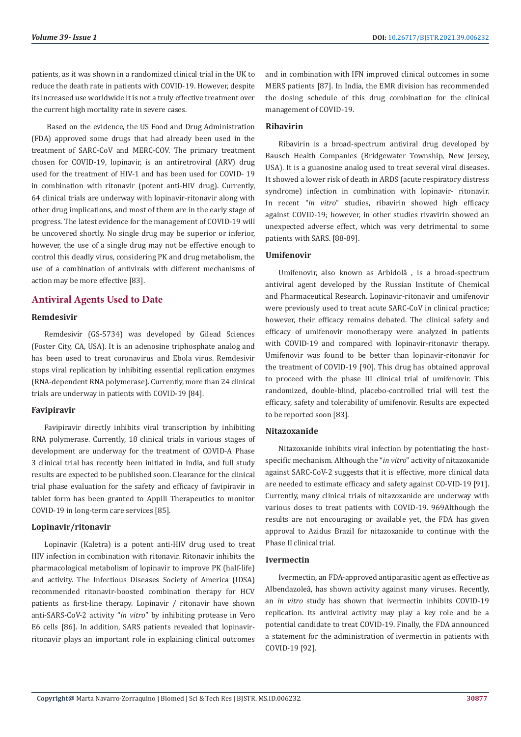patients, as it was shown in a randomized clinical trial in the UK to reduce the death rate in patients with COVID-19. However, despite its increased use worldwide it is not a truly effective treatment over the current high mortality rate in severe cases.

Based on the evidence, the US Food and Drug Administration (FDA) approved some drugs that had already been used in the treatment of SARC-CoV and MERC-COV. The primary treatment chosen for COVID-19, lopinavir, is an antiretroviral (ARV) drug used for the treatment of HIV-1 and has been used for COVID- 19 in combination with ritonavir (potent anti-HIV drug). Currently, 64 clinical trials are underway with lopinavir-ritonavir along with other drug implications, and most of them are in the early stage of progress. The latest evidence for the management of COVID-19 will be uncovered shortly. No single drug may be superior or inferior, however, the use of a single drug may not be effective enough to control this deadly virus, considering PK and drug metabolism, the use of a combination of antivirals with different mechanisms of action may be more effective [83].

## Antiviral Agents Used to Date

### Remdesivir

Remdesivir (GS-5734) was developed by Gilead Sciences (Foster City, CA, USA). It is an adenosine triphosphate analog and has been used to treat coronavirus and Ebola virus. Remdesivir stops viral replication by inhibiting essential replication enzymes (RNA-dependent RNA polymerase). Currently, more than 24 clinical trials are underway in patients with COVID-19 [84].

### Favipiravir

Favipiravir directly inhibits viral transcription by inhibiting RNA polymerase. Currently, 18 clinical trials in various stages of development are underway for the treatment of COVID-A Phase 3 clinical trial has recently been initiated in India, and full study results are expected to be published soon. Clearance for the clinical trial phase evaluation for the safety and efficacy of favipiravir in tablet form has been granted to Appili Therapeutics to monitor COVID-19 in long-term care services [85].

### Lopinavir/ritonavir

Lopinavir (Kaletra) is a potent anti-HIV drug used to treat HIV infection in combination with ritonavir. Ritonavir inhibits the pharmacological metabolism of lopinavir to improve PK (half-life) and activity. The Infectious Diseases Society of America (IDSA) recommended ritonavir-boosted combination therapy for HCV patients as first-line therapy. Lopinavir / ritonavir have shown anti-SARS-CoV-2 activity "*in vitro*" by inhibiting protease in Vero E6 cells [86]. In addition, SARS patients revealed that lopinavir-ritonavir plays an important role in explaining clinical outcomes and in combination with IFN improved clinical outcomes in some MERS patients [87]. In India, the EMR division has recommended the dosing schedule of this drug combination for the clinical management of COVID-19.

### Ribavirin

Ribavirin is a broad-spectrum antiviral drug developed by Bausch Health Companies (Bridgewater Township, New Jersey, USA). It is a guanosine analog used to treat several viral diseases. It showed a lower risk of death in ARDS (acute respiratory distress syndrome) infection in combination with lopinavir- ritonavir. In recent "*in vitro*" studies, ribavirin showed high efficacy against COVID-19; however, in other studies rivavirin showed an unexpected adverse effect, which was very detrimental to some patients with SARS. [88-89].

### Umifenovir

Umifenovir, also known as Arbidolâ , is a broad-spectrum antiviral agent developed by the Russian Institute of Chemical and Pharmaceutical Research. Lopinavir-ritonavir and umifenovir were previously used to treat acute SARC-CoV in clinical practice; however, their efficacy remains debated. The clinical safety and efficacy of umifenovir monotherapy were analyzed in patients with COVID-19 and compared with lopinavir-ritonavir therapy. Umifenovir was found to be better than lopinavir-ritonavir for the treatment of COVID-19 [90]. This drug has obtained approval to proceed with the phase III clinical trial of umifenovir. This randomized, double-blind, placebo-controlled trial will test the efficacy, safety and tolerability of umifenovir. Results are expected to be reported soon [83].

### Nitazoxanide

Nitazoxanide inhibits viral infection by potentiating the host-specific mechanism. Although the "*in vitro*" activity of nitazoxanide against SARC-CoV-2 suggests that it is effective, more clinical data are needed to estimate efficacy and safety against CO-VID-19 [91]. Currently, many clinical trials of nitazoxanide are underway with various doses to treat patients with COVID-19. 969Although the results are not encouraging or available yet, the FDA has given approval to Azidus Brazil for nitazoxanide to continue with the Phase II clinical trial.

### Ivermectin

Ivermectin, an FDA-approved antiparasitic agent as effective as Albendazoleâ, has shown activity against many viruses. Recently, an *in vitro* study has shown that ivermectin inhibits COVID-19 replication. Its antiviral activity may play a key role and be a potential candidate to treat COVID-19. Finally, the FDA announced a statement for the administration of ivermectin in patients with COVID-19 [92].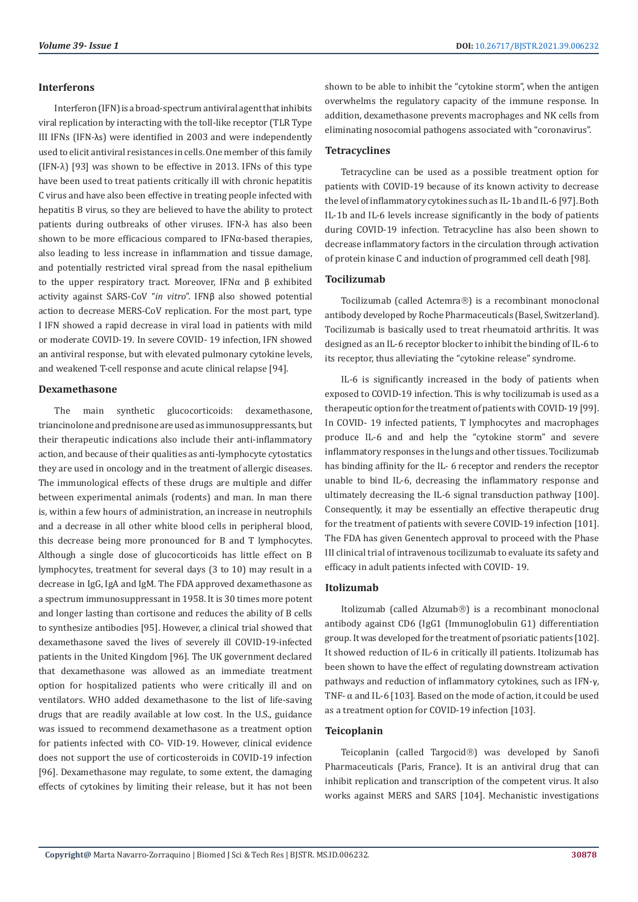## Interferons

Interferon (IFN) is a broad-spectrum antiviral agent that inhibits viral replication by interacting with the toll-like receptor (TLR Type III IFNs (IFN-λs) were identified in 2003 and were independently used to elicit antiviral resistances in cells. One member of this family (IFN-λ) [93] was shown to be effective in 2013. IFNs of this type have been used to treat patients critically ill with chronic hepatitis C virus and have also been effective in treating people infected with hepatitis B virus, so they are believed to have the ability to protect patients during outbreaks of other viruses. IFN-λ has also been shown to be more efficacious compared to IFNα-based therapies, also leading to less increase in inflammation and tissue damage, and potentially restricted viral spread from the nasal epithelium to the upper respiratory tract. Moreover, IFNα and β exhibited activity against SARS-CoV "*in vitro*". IFNβ also showed potential action to decrease MERS-CoV replication. For the most part, type I IFN showed a rapid decrease in viral load in patients with mild or moderate COVID-19. In severe COVID- 19 infection, IFN showed an antiviral response, but with elevated pulmonary cytokine levels, and weakened T-cell response and acute clinical relapse [94].

## Dexamethasone

The main synthetic glucocorticoids: dexamethasone, triancinolone and prednisone are used as immunosuppressants, but their therapeutic indications also include their anti-inflammatory action, and because of their qualities as anti-lymphocyte cytostatics they are used in oncology and in the treatment of allergic diseases. The immunological effects of these drugs are multiple and differ between experimental animals (rodents) and man. In man there is, within a few hours of administration, an increase in neutrophils and a decrease in all other white blood cells in peripheral blood, this decrease being more pronounced for B and T lymphocytes. Although a single dose of glucocorticoids has little effect on B lymphocytes, treatment for several days (3 to 10) may result in a decrease in IgG, IgA and IgM. The FDA approved dexamethasone as a spectrum immunosuppressant in 1958. It is 30 times more potent and longer lasting than cortisone and reduces the ability of B cells to synthesize antibodies [95]. However, a clinical trial showed that dexamethasone saved the lives of severely ill COVID-19-infected patients in the United Kingdom [96]. The UK government declared that dexamethasone was allowed as an immediate treatment option for hospitalized patients who were critically ill and on ventilators. WHO added dexamethasone to the list of life-saving drugs that are readily available at low cost. In the U.S., guidance was issued to recommend dexamethasone as a treatment option for patients infected with CO- VID-19. However, clinical evidence does not support the use of corticosteroids in COVID-19 infection [96]. Dexamethasone may regulate, to some extent, the damaging effects of cytokines by limiting their release, but it has not been shown to be able to inhibit the "cytokine storm", when the antigen overwhelms the regulatory capacity of the immune response. In addition, dexamethasone prevents macrophages and NK cells from eliminating nosocomial pathogens associated with "coronavirus".

## Tetracyclines

Tetracycline can be used as a possible treatment option for patients with COVID-19 because of its known activity to decrease the level of inflammatory cytokines such as IL-1b and IL-6 [97]. Both IL-1b and IL-6 levels increase significantly in the body of patients during COVID-19 infection. Tetracycline has also been shown to decrease inflammatory factors in the circulation through activation of protein kinase C and induction of programmed cell death [98].

## Tocilizumab

Tocilizumab (called Actemra®) is a recombinant monoclonal antibody developed by Roche Pharmaceuticals (Basel, Switzerland). Tocilizumab is basically used to treat rheumatoid arthritis. It was designed as an IL-6 receptor blocker to inhibit the binding of IL-6 to its receptor, thus alleviating the "cytokine release" syndrome.

IL-6 is significantly increased in the body of patients when exposed to COVID-19 infection. This is why tocilizumab is used as a therapeutic option for the treatment of patients with COVID-19 [99]. In COVID- 19 infected patients, T lymphocytes and macrophages produce IL-6 and and help the "cytokine storm" and severe inflammatory responses in the lungs and other tissues. Tocilizumab has binding affinity for the IL- 6 receptor and renders the receptor unable to bind IL-6, decreasing the inflammatory response and ultimately decreasing the IL-6 signal transduction pathway [100]. Consequently, it may be essentially an effective therapeutic drug for the treatment of patients with severe COVID-19 infection [101]. The FDA has given Genentech approval to proceed with the Phase III clinical trial of intravenous tocilizumab to evaluate its safety and efficacy in adult patients infected with COVID- 19.

## Itolizumab

Itolizumab (called Alzumab®) is a recombinant monoclonal antibody against CD6 (IgG1 (Immunoglobulin G1) differentiation group. It was developed for the treatment of psoriatic patients [102]. It showed reduction of IL-6 in critically ill patients. Itolizumab has been shown to have the effect of regulating downstream activation pathways and reduction of inflammatory cytokines, such as IFN-γ, TNF- α and IL-6 [103]. Based on the mode of action, it could be used as a treatment option for COVID-19 infection [103].

## Teicoplanin

Teicoplanin (called Targocid®) was developed by Sanofi Pharmaceuticals (Paris, France). It is an antiviral drug that can inhibit replication and transcription of the competent virus. It also works against MERS and SARS [104]. Mechanistic investigations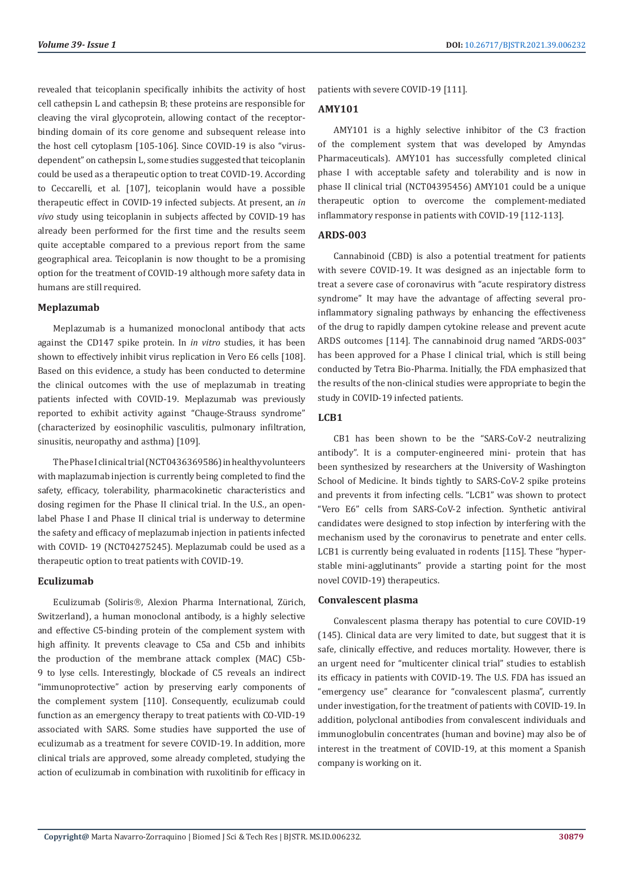revealed that teicoplanin specifically inhibits the activity of host cell cathepsin L and cathepsin B; these proteins are responsible for cleaving the viral glycoprotein, allowing contact of the receptor-binding domain of its core genome and subsequent release into the host cell cytoplasm [105-106]. Since COVID-19 is also "virus-dependent" on cathepsin L, some studies suggested that teicoplanin could be used as a therapeutic option to treat COVID-19. According to Ceccarelli, et al. [107], teicoplanin would have a possible therapeutic effect in COVID-19 infected subjects. At present, an *in vivo* study using teicoplanin in subjects affected by COVID-19 has already been performed for the first time and the results seem quite acceptable compared to a previous report from the same geographical area. Teicoplanin is now thought to be a promising option for the treatment of COVID-19 although more safety data in humans are still required.

### Meplazumab

Meplazumab is a humanized monoclonal antibody that acts against the CD147 spike protein. In *in vitro* studies, it has been shown to effectively inhibit virus replication in Vero E6 cells [108]. Based on this evidence, a study has been conducted to determine the clinical outcomes with the use of meplazumab in treating patients infected with COVID-19. Meplazumab was previously reported to exhibit activity against "Chauge-Strauss syndrome" (characterized by eosinophilic vasculitis, pulmonary infiltration, sinusitis, neuropathy and asthma) [109].

The Phase I clinical trial (NCT0436369586) in healthy volunteers with maplazumab injection is currently being completed to find the safety, efficacy, tolerability, pharmacokinetic characteristics and dosing regimen for the Phase II clinical trial. In the U.S., an open-label Phase I and Phase II clinical trial is underway to determine the safety and efficacy of meplazumab injection in patients infected with COVID- 19 (NCT04275245). Meplazumab could be used as a therapeutic option to treat patients with COVID-19.

### Eculizumab

Eculizumab (Soliris®, Alexion Pharma International, Zürich, Switzerland), a human monoclonal antibody, is a highly selective and effective C5-binding protein of the complement system with high affinity. It prevents cleavage to C5a and C5b and inhibits the production of the membrane attack complex (MAC) C5b-9 to lyse cells. Interestingly, blockade of C5 reveals an indirect "immunoprotective" action by preserving early components of the complement system [110]. Consequently, eculizumab could function as an emergency therapy to treat patients with CO-VID-19 associated with SARS. Some studies have supported the use of eculizumab as a treatment for severe COVID-19. In addition, more clinical trials are approved, some already completed, studying the action of eculizumab in combination with ruxolitinib for efficacy in patients with severe COVID-19 [111].

### AMY101

AMY101 is a highly selective inhibitor of the C3 fraction of the complement system that was developed by Amyndas Pharmaceuticals). AMY101 has successfully completed clinical phase I with acceptable safety and tolerability and is now in phase II clinical trial (NCT04395456) AMY101 could be a unique therapeutic option to overcome the complement-mediated inflammatory response in patients with COVID-19 [112-113].

### ARDS-003

Cannabinoid (CBD) is also a potential treatment for patients with severe COVID-19. It was designed as an injectable form to treat a severe case of coronavirus with "acute respiratory distress syndrome" It may have the advantage of affecting several pro-inflammatory signaling pathways by enhancing the effectiveness of the drug to rapidly dampen cytokine release and prevent acute ARDS outcomes [114]. The cannabinoid drug named "ARDS-003" has been approved for a Phase I clinical trial, which is still being conducted by Tetra Bio-Pharma. Initially, the FDA emphasized that the results of the non-clinical studies were appropriate to begin the study in COVID-19 infected patients.

### LCB1

CB1 has been shown to be the "SARS-CoV-2 neutralizing antibody". It is a computer-engineered mini- protein that has been synthesized by researchers at the University of Washington School of Medicine. It binds tightly to SARS-CoV-2 spike proteins and prevents it from infecting cells. "LCB1" was shown to protect "Vero E6" cells from SARS-CoV-2 infection. Synthetic antiviral candidates were designed to stop infection by interfering with the mechanism used by the coronavirus to penetrate and enter cells. LCB1 is currently being evaluated in rodents [115]. These "hyper-stable mini-agglutinants" provide a starting point for the most novel COVID-19) therapeutics.

### Convalescent plasma

Convalescent plasma therapy has potential to cure COVID-19 (145). Clinical data are very limited to date, but suggest that it is safe, clinically effective, and reduces mortality. However, there is an urgent need for "multicenter clinical trial" studies to establish its efficacy in patients with COVID-19. The U.S. FDA has issued an "emergency use" clearance for "convalescent plasma", currently under investigation, for the treatment of patients with COVID-19. In addition, polyclonal antibodies from convalescent individuals and immunoglobulin concentrates (human and bovine) may also be of interest in the treatment of COVID-19, at this moment a Spanish company is working on it.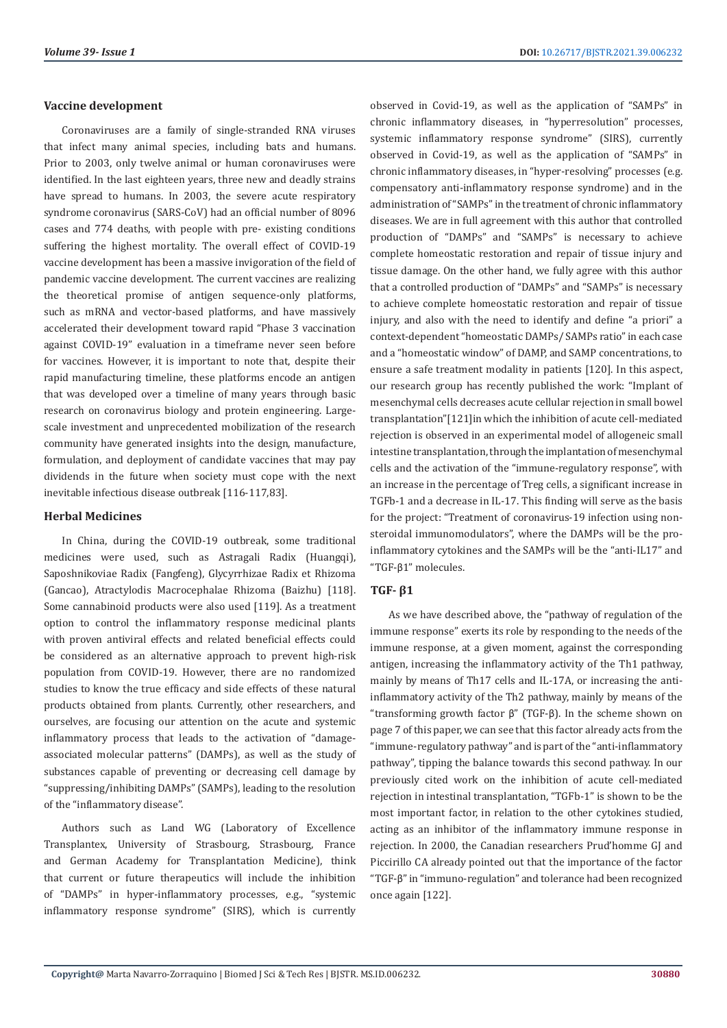### Vaccine development

Coronaviruses are a family of single-stranded RNA viruses that infect many animal species, including bats and humans. Prior to 2003, only twelve animal or human coronaviruses were identified. In the last eighteen years, three new and deadly strains have spread to humans. In 2003, the severe acute respiratory syndrome coronavirus (SARS-CoV) had an official number of 8096 cases and 774 deaths, with people with pre- existing conditions suffering the highest mortality. The overall effect of COVID-19 vaccine development has been a massive invigoration of the field of pandemic vaccine development. The current vaccines are realizing the theoretical promise of antigen sequence-only platforms, such as mRNA and vector-based platforms, and have massively accelerated their development toward rapid "Phase 3 vaccination against COVID-19" evaluation in a timeframe never seen before for vaccines. However, it is important to note that, despite their rapid manufacturing timeline, these platforms encode an antigen that was developed over a timeline of many years through basic research on coronavirus biology and protein engineering. Large-scale investment and unprecedented mobilization of the research community have generated insights into the design, manufacture, formulation, and deployment of candidate vaccines that may pay dividends in the future when society must cope with the next inevitable infectious disease outbreak [116-117,83].

### Herbal Medicines

In China, during the COVID-19 outbreak, some traditional medicines were used, such as Astragali Radix (Huangqi), Saposhnikoviae Radix (Fangfeng), Glycyrrhizae Radix et Rhizoma (Gancao), Atractylodis Macrocephalae Rhizoma (Baizhu) [118]. Some cannabinoid products were also used [119]. As a treatment option to control the inflammatory response medicinal plants with proven antiviral effects and related beneficial effects could be considered as an alternative approach to prevent high-risk population from COVID-19. However, there are no randomized studies to know the true efficacy and side effects of these natural products obtained from plants. Currently, other researchers, and ourselves, are focusing our attention on the acute and systemic inflammatory process that leads to the activation of "damage-associated molecular patterns" (DAMPs), as well as the study of substances capable of preventing or decreasing cell damage by "suppressing/inhibiting DAMPs" (SAMPs), leading to the resolution of the "inflammatory disease".

Authors such as Land WG (Laboratory of Excellence Transplantex, University of Strasbourg, Strasbourg, France and German Academy for Transplantation Medicine), think that current or future therapeutics will include the inhibition of "DAMPs" in hyper-inflammatory processes, e.g., "systemic inflammatory response syndrome" (SIRS), which is currently observed in Covid-19, as well as the application of "SAMPs" in chronic inflammatory diseases, in "hyperresolution" processes, systemic inflammatory response syndrome" (SIRS), currently observed in Covid-19, as well as the application of "SAMPs" in chronic inflammatory diseases, in "hyper-resolving" processes (e.g. compensatory anti-inflammatory response syndrome) and in the administration of "SAMPs" in the treatment of chronic inflammatory diseases. We are in full agreement with this author that controlled production of "DAMPs" and "SAMPs" is necessary to achieve complete homeostatic restoration and repair of tissue injury and tissue damage. On the other hand, we fully agree with this author that a controlled production of "DAMPs" and "SAMPs" is necessary to achieve complete homeostatic restoration and repair of tissue injury, and also with the need to identify and define "a priori" a context-dependent "homeostatic DAMPs/ SAMPs ratio" in each case and a "homeostatic window" of DAMP, and SAMP concentrations, to ensure a safe treatment modality in patients [120]. In this aspect, our research group has recently published the work: "Implant of mesenchymal cells decreases acute cellular rejection in small bowel transplantation"[121]in which the inhibition of acute cell-mediated rejection is observed in an experimental model of allogeneic small intestine transplantation, through the implantation of mesenchymal cells and the activation of the "immune-regulatory response", with an increase in the percentage of Treg cells, a significant increase in TGFb-1 and a decrease in IL-17. This finding will serve as the basis for the project: "Treatment of coronavirus-19 infection using non-steroidal immunomodulators", where the DAMPs will be the pro-inflammatory cytokines and the SAMPs will be the "anti-IL17" and "TGF-β1" molecules.

### TGF- β1

As we have described above, the "pathway of regulation of the immune response" exerts its role by responding to the needs of the immune response, at a given moment, against the corresponding antigen, increasing the inflammatory activity of the Th1 pathway, mainly by means of Th17 cells and IL-17A, or increasing the anti-inflammatory activity of the Th2 pathway, mainly by means of the "transforming growth factor β" (TGF-β). In the scheme shown on page 7 of this paper, we can see that this factor already acts from the "immune-regulatory pathway" and is part of the "anti-inflammatory pathway", tipping the balance towards this second pathway. In our previously cited work on the inhibition of acute cell-mediated rejection in intestinal transplantation, "TGFb-1" is shown to be the most important factor, in relation to the other cytokines studied, acting as an inhibitor of the inflammatory immune response in rejection. In 2000, the Canadian researchers Prud'homme GJ and Piccirillo CA already pointed out that the importance of the factor "TGF-β" in "immuno-regulation" and tolerance had been recognized once again [122].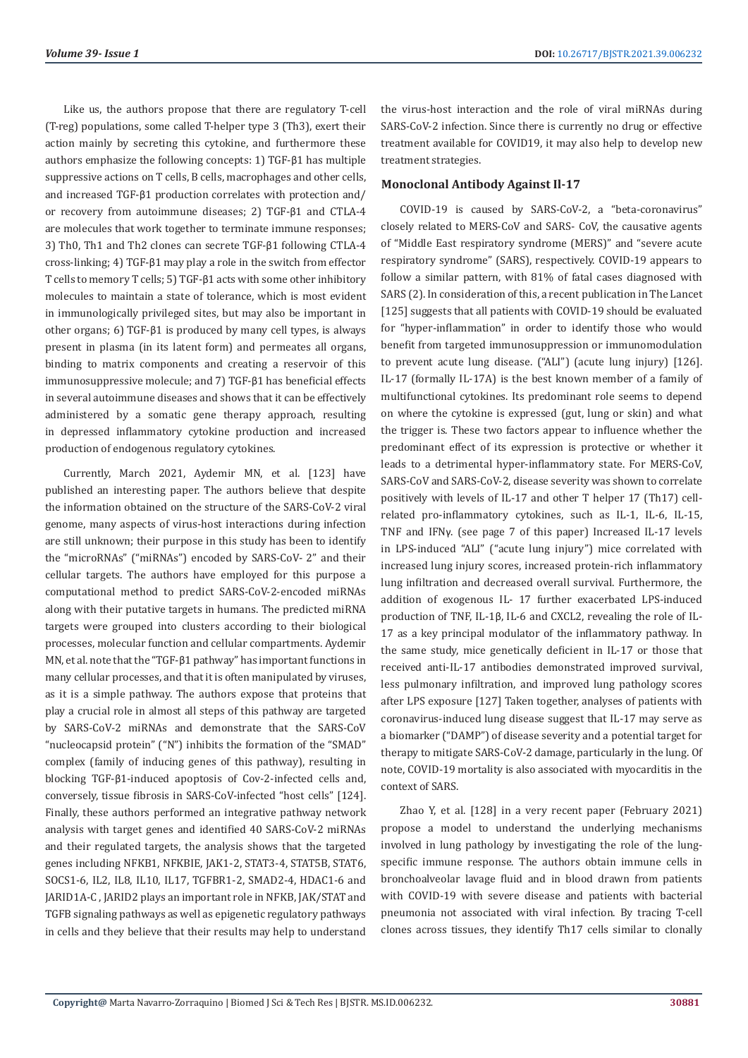Like us, the authors propose that there are regulatory T-cell (T-reg) populations, some called T-helper type 3 (Th3), exert their action mainly by secreting this cytokine, and furthermore these authors emphasize the following concepts: 1) TGF-β1 has multiple suppressive actions on T cells, B cells, macrophages and other cells, and increased TGF-β1 production correlates with protection and/or recovery from autoimmune diseases; 2) TGF-β1 and CTLA-4 are molecules that work together to terminate immune responses; 3) Th0, Th1 and Th2 clones can secrete TGF-β1 following CTLA-4 cross-linking; 4) TGF-β1 may play a role in the switch from effector T cells to memory T cells; 5) TGF-β1 acts with some other inhibitory molecules to maintain a state of tolerance, which is most evident in immunologically privileged sites, but may also be important in other organs; 6) TGF-β1 is produced by many cell types, is always present in plasma (in its latent form) and permeates all organs, binding to matrix components and creating a reservoir of this immunosuppressive molecule; and 7) TGF-β1 has beneficial effects in several autoimmune diseases and shows that it can be effectively administered by a somatic gene therapy approach, resulting in depressed inflammatory cytokine production and increased production of endogenous regulatory cytokines.

Currently, March 2021, Aydemir MN, et al. [123] have published an interesting paper. The authors believe that despite the information obtained on the structure of the SARS-CoV-2 viral genome, many aspects of virus-host interactions during infection are still unknown; their purpose in this study has been to identify the "microRNAs" ("miRNAs") encoded by SARS-CoV- 2" and their cellular targets. The authors have employed for this purpose a computational method to predict SARS-CoV-2-encoded miRNAs along with their putative targets in humans. The predicted miRNA targets were grouped into clusters according to their biological processes, molecular function and cellular compartments. Aydemir MN, et al. note that the "TGF-β1 pathway" has important functions in many cellular processes, and that it is often manipulated by viruses, as it is a simple pathway. The authors expose that proteins that play a crucial role in almost all steps of this pathway are targeted by SARS-CoV-2 miRNAs and demonstrate that the SARS-CoV "nucleocapsid protein" ("N") inhibits the formation of the "SMAD" complex (family of inducing genes of this pathway), resulting in blocking TGF-β1-induced apoptosis of Cov-2-infected cells and, conversely, tissue fibrosis in SARS-CoV-infected "host cells" [124]. Finally, these authors performed an integrative pathway network analysis with target genes and identified 40 SARS-CoV-2 miRNAs and their regulated targets, the analysis shows that the targeted genes including NFKB1, NFKBIE, JAK1-2, STAT3-4, STAT5B, STAT6, SOCS1-6, IL2, IL8, IL10, IL17, TGFBR1-2, SMAD2-4, HDAC1-6 and JARID1A-C , JARID2 plays an important role in NFKB, JAK/STAT and TGFB signaling pathways as well as epigenetic regulatory pathways in cells and they believe that their results may help to understand the virus-host interaction and the role of viral miRNAs during SARS-CoV-2 infection. Since there is currently no drug or effective treatment available for COVID19, it may also help to develop new treatment strategies.

## Monoclonal Antibody Against Il-17

COVID-19 is caused by SARS-CoV-2, a "beta-coronavirus" closely related to MERS-CoV and SARS- CoV, the causative agents of "Middle East respiratory syndrome (MERS)" and "severe acute respiratory syndrome" (SARS), respectively. COVID-19 appears to follow a similar pattern, with 81% of fatal cases diagnosed with SARS (2). In consideration of this, a recent publication in The Lancet [125] suggests that all patients with COVID-19 should be evaluated for "hyper-inflammation" in order to identify those who would benefit from targeted immunosuppression or immunomodulation to prevent acute lung disease. ("ALI") (acute lung injury) [126]. IL-17 (formally IL-17A) is the best known member of a family of multifunctional cytokines. Its predominant role seems to depend on where the cytokine is expressed (gut, lung or skin) and what the trigger is. These two factors appear to influence whether the predominant effect of its expression is protective or whether it leads to a detrimental hyper-inflammatory state. For MERS-CoV, SARS-CoV and SARS-CoV-2, disease severity was shown to correlate positively with levels of IL-17 and other T helper 17 (Th17) cell-related pro-inflammatory cytokines, such as IL-1, IL-6, IL-15, TNF and IFNγ. (see page 7 of this paper) Increased IL-17 levels in LPS-induced "ALI" ("acute lung injury") mice correlated with increased lung injury scores, increased protein-rich inflammatory lung infiltration and decreased overall survival. Furthermore, the addition of exogenous IL- 17 further exacerbated LPS-induced production of TNF, IL-1β, IL-6 and CXCL2, revealing the role of IL-17 as a key principal modulator of the inflammatory pathway. In the same study, mice genetically deficient in IL-17 or those that received anti-IL-17 antibodies demonstrated improved survival, less pulmonary infiltration, and improved lung pathology scores after LPS exposure [127] Taken together, analyses of patients with coronavirus-induced lung disease suggest that IL-17 may serve as a biomarker ("DAMP") of disease severity and a potential target for therapy to mitigate SARS-CoV-2 damage, particularly in the lung. Of note, COVID-19 mortality is also associated with myocarditis in the context of SARS.

Zhao Y, et al. [128] in a very recent paper (February 2021) propose a model to understand the underlying mechanisms involved in lung pathology by investigating the role of the lung-specific immune response. The authors obtain immune cells in bronchoalveolar lavage fluid and in blood drawn from patients with COVID-19 with severe disease and patients with bacterial pneumonia not associated with viral infection. By tracing T-cell clones across tissues, they identify Th17 cells similar to clonally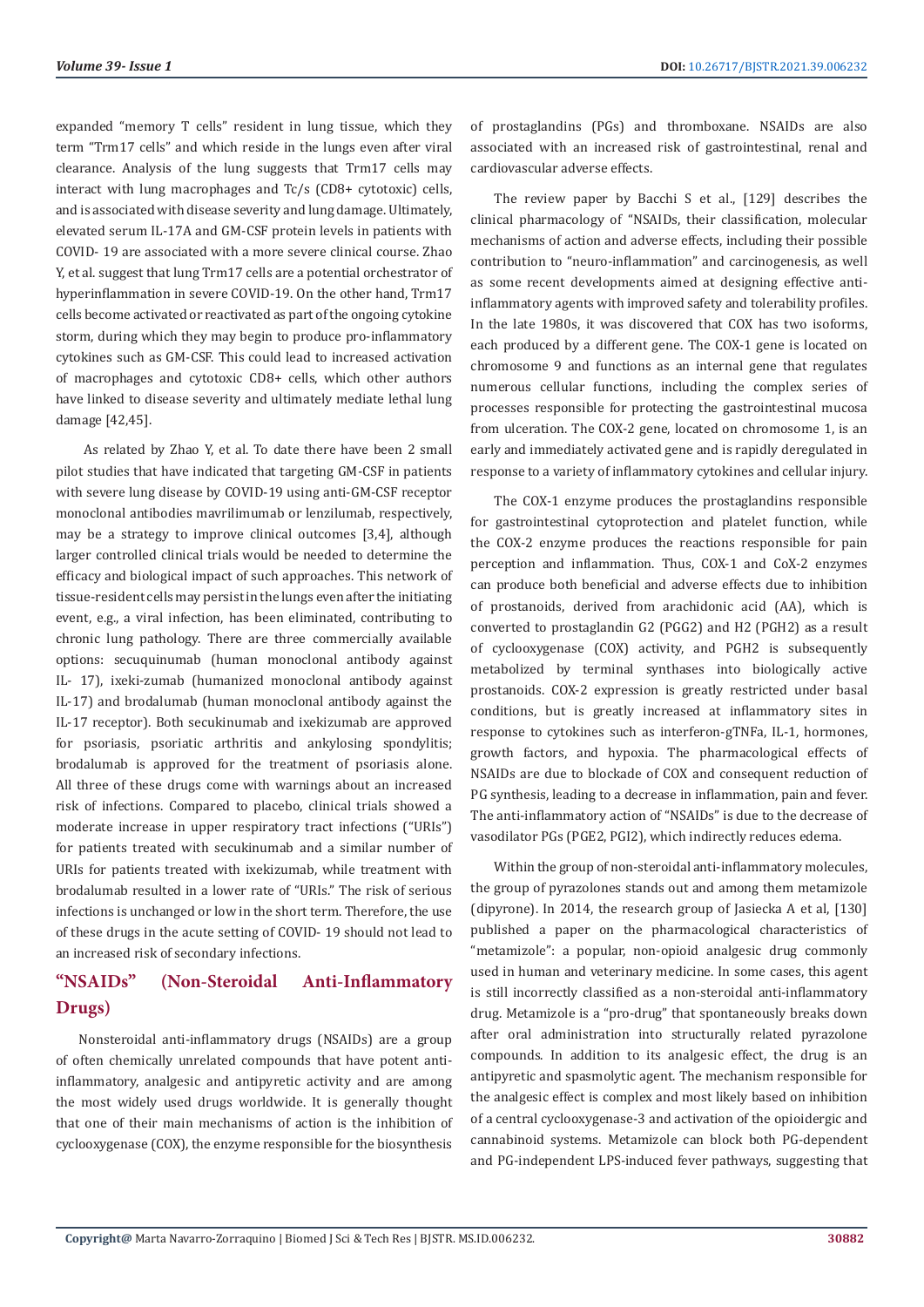expanded "memory T cells" resident in lung tissue, which they term "Trm17 cells" and which reside in the lungs even after viral clearance. Analysis of the lung suggests that Trm17 cells may interact with lung macrophages and Tc/s (CD8+ cytotoxic) cells, and is associated with disease severity and lung damage. Ultimately, elevated serum IL-17A and GM-CSF protein levels in patients with COVID- 19 are associated with a more severe clinical course. Zhao Y, et al. suggest that lung Trm17 cells are a potential orchestrator of hyperinflammation in severe COVID-19. On the other hand, Trm17 cells become activated or reactivated as part of the ongoing cytokine storm, during which they may begin to produce pro-inflammatory cytokines such as GM-CSF. This could lead to increased activation of macrophages and cytotoxic CD8+ cells, which other authors have linked to disease severity and ultimately mediate lethal lung damage [42,45].

As related by Zhao Y, et al. To date there have been 2 small pilot studies that have indicated that targeting GM-CSF in patients with severe lung disease by COVID-19 using anti-GM-CSF receptor monoclonal antibodies mavrilimumab or lenzilumab, respectively, may be a strategy to improve clinical outcomes [3,4], although larger controlled clinical trials would be needed to determine the efficacy and biological impact of such approaches. This network of tissue-resident cells may persist in the lungs even after the initiating event, e.g., a viral infection, has been eliminated, contributing to chronic lung pathology. There are three commercially available options: secuquinumab (human monoclonal antibody against IL- 17), ixeki-zumab (humanized monoclonal antibody against IL-17) and brodalumab (human monoclonal antibody against the IL-17 receptor). Both secukinumab and ixekizumab are approved for psoriasis, psoriatic arthritis and ankylosing spondylitis; brodalumab is approved for the treatment of psoriasis alone. All three of these drugs come with warnings about an increased risk of infections. Compared to placebo, clinical trials showed a moderate increase in upper respiratory tract infections ("URIs") for patients treated with secukinumab and a similar number of URIs for patients treated with ixekizumab, while treatment with brodalumab resulted in a lower rate of "URIs." The risk of serious infections is unchanged or low in the short term. Therefore, the use of these drugs in the acute setting of COVID- 19 should not lead to an increased risk of secondary infections.

## "NSAIDs" (Non-Steroidal Anti-Inflammatory Drugs)

Nonsteroidal anti-inflammatory drugs (NSAIDs) are a group of often chemically unrelated compounds that have potent anti-inflammatory, analgesic and antipyretic activity and are among the most widely used drugs worldwide. It is generally thought that one of their main mechanisms of action is the inhibition of cyclooxygenase (COX), the enzyme responsible for the biosynthesis of prostaglandins (PGs) and thromboxane. NSAIDs are also associated with an increased risk of gastrointestinal, renal and cardiovascular adverse effects.

The review paper by Bacchi S et al., [129] describes the clinical pharmacology of "NSAIDs, their classification, molecular mechanisms of action and adverse effects, including their possible contribution to "neuro-inflammation" and carcinogenesis, as well as some recent developments aimed at designing effective anti-inflammatory agents with improved safety and tolerability profiles. In the late 1980s, it was discovered that COX has two isoforms, each produced by a different gene. The COX-1 gene is located on chromosome 9 and functions as an internal gene that regulates numerous cellular functions, including the complex series of processes responsible for protecting the gastrointestinal mucosa from ulceration. The COX-2 gene, located on chromosome 1, is an early and immediately activated gene and is rapidly deregulated in response to a variety of inflammatory cytokines and cellular injury.

The COX-1 enzyme produces the prostaglandins responsible for gastrointestinal cytoprotection and platelet function, while the COX-2 enzyme produces the reactions responsible for pain perception and inflammation. Thus, COX-1 and CoX-2 enzymes can produce both beneficial and adverse effects due to inhibition of prostanoids, derived from arachidonic acid (AA), which is converted to prostaglandin G2 (PGG2) and H2 (PGH2) as a result of cyclooxygenase (COX) activity, and PGH2 is subsequently metabolized by terminal synthases into biologically active prostanoids. COX-2 expression is greatly restricted under basal conditions, but is greatly increased at inflammatory sites in response to cytokines such as interferon-gTNFa, IL-1, hormones, growth factors, and hypoxia. The pharmacological effects of NSAIDs are due to blockade of COX and consequent reduction of PG synthesis, leading to a decrease in inflammation, pain and fever. The anti-inflammatory action of "NSAIDs" is due to the decrease of vasodilator PGs (PGE2, PGI2), which indirectly reduces edema.

Within the group of non-steroidal anti-inflammatory molecules, the group of pyrazolones stands out and among them metamizole (dipyrone). In 2014, the research group of Jasiecka A et al, [130] published a paper on the pharmacological characteristics of "metamizole": a popular, non-opioid analgesic drug commonly used in human and veterinary medicine. In some cases, this agent is still incorrectly classified as a non-steroidal anti-inflammatory drug. Metamizole is a "pro-drug" that spontaneously breaks down after oral administration into structurally related pyrazolone compounds. In addition to its analgesic effect, the drug is an antipyretic and spasmolytic agent. The mechanism responsible for the analgesic effect is complex and most likely based on inhibition of a central cyclooxygenase-3 and activation of the opioidergic and cannabinoid systems. Metamizole can block both PG-dependent and PG-independent LPS-induced fever pathways, suggesting that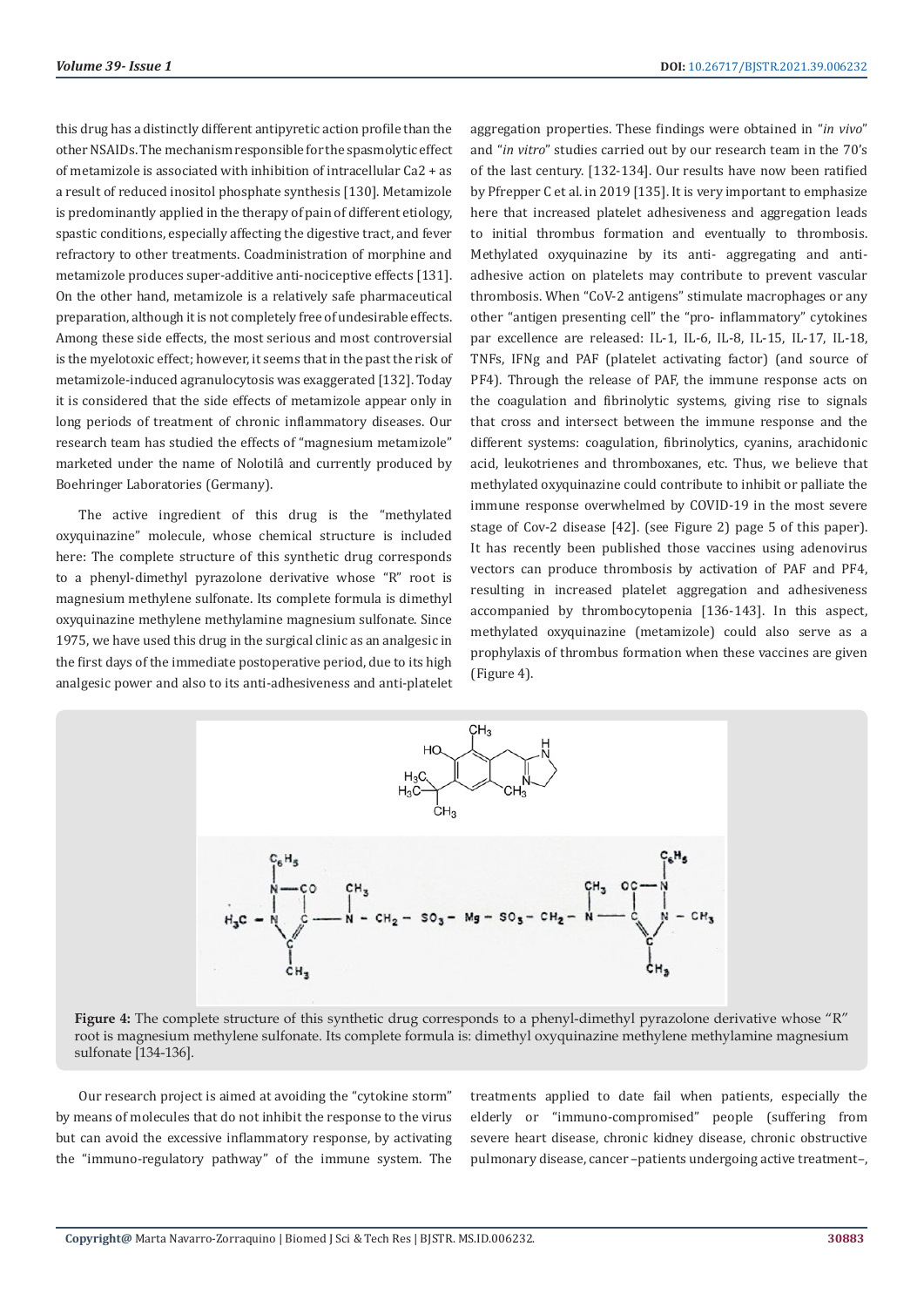this drug has a distinctly different antipyretic action profile than the other NSAIDs. The mechanism responsible for the spasmolytic effect of metamizole is associated with inhibition of intracellular Ca2 + as a result of reduced inositol phosphate synthesis [130]. Metamizole is predominantly applied in the therapy of pain of different etiology, spastic conditions, especially affecting the digestive tract, and fever refractory to other treatments. Coadministration of morphine and metamizole produces super-additive anti-nociceptive effects [131]. On the other hand, metamizole is a relatively safe pharmaceutical preparation, although it is not completely free of undesirable effects. Among these side effects, the most serious and most controversial is the myelotoxic effect; however, it seems that in the past the risk of metamizole-induced agranulocytosis was exaggerated [132]. Today it is considered that the side effects of metamizole appear only in long periods of treatment of chronic inflammatory diseases. Our research team has studied the effects of "magnesium metamizole" marketed under the name of Nolotilâ and currently produced by Boehringer Laboratories (Germany).

The active ingredient of this drug is the "methylated oxyquinazine" molecule, whose chemical structure is included here: The complete structure of this synthetic drug corresponds to a phenyl-dimethyl pyrazolone derivative whose "R" root is magnesium methylene sulfonate. Its complete formula is dimethyl oxyquinazine methylene methylamine magnesium sulfonate. Since 1975, we have used this drug in the surgical clinic as an analgesic in the first days of the immediate postoperative period, due to its high analgesic power and also to its anti-adhesiveness and anti-platelet aggregation properties. These findings were obtained in "*in vivo*" and "*in vitro*" studies carried out by our research team in the 70's of the last century. [132-134]. Our results have now been ratified by Pfrepper C et al. in 2019 [135]. It is very important to emphasize here that increased platelet adhesiveness and aggregation leads to initial thrombus formation and eventually to thrombosis. Methylated oxyquinazine by its anti- aggregating and anti-adhesive action on platelets may contribute to prevent vascular thrombosis. When "CoV-2 antigens" stimulate macrophages or any other "antigen presenting cell" the "pro- inflammatory" cytokines par excellence are released: IL-1, IL-6, IL-8, IL-15, IL-17, IL-18, TNFs, IFNg and PAF (platelet activating factor) (and source of PF4). Through the release of PAF, the immune response acts on the coagulation and fibrinolytic systems, giving rise to signals that cross and intersect between the immune response and the different systems: coagulation, fibrinolytics, cyanins, arachidonic acid, leukotrienes and thromboxanes, etc. Thus, we believe that methylated oxyquinazine could contribute to inhibit or palliate the immune response overwhelmed by COVID-19 in the most severe stage of Cov-2 disease [42]. (see Figure 2) page 5 of this paper). It has recently been published those vaccines using adenovirus vectors can produce thrombosis by activation of PAF and PF4, resulting in increased platelet aggregation and adhesiveness accompanied by thrombocytopenia [136-143]. In this aspect, methylated oxyquinazine (metamizole) could also serve as a prophylaxis of thrombus formation when these vaccines are given (Figure 4).

**Figure 4:** The complete structure of this synthetic drug corresponds to a phenyl-dimethyl pyrazolone derivative whose "R" root is magnesium methylene sulfonate. Its complete formula is: dimethyl oxyquinazine methylene methylamine magnesium sulfonate [134-136].

Our research project is aimed at avoiding the "cytokine storm" by means of molecules that do not inhibit the response to the virus but can avoid the excessive inflammatory response, by activating the "immuno-regulatory pathway" of the immune system. The treatments applied to date fail when patients, especially the elderly or "immuno-compromised" people (suffering from severe heart disease, chronic kidney disease, chronic obstructive pulmonary disease, cancer –patients undergoing active treatment–,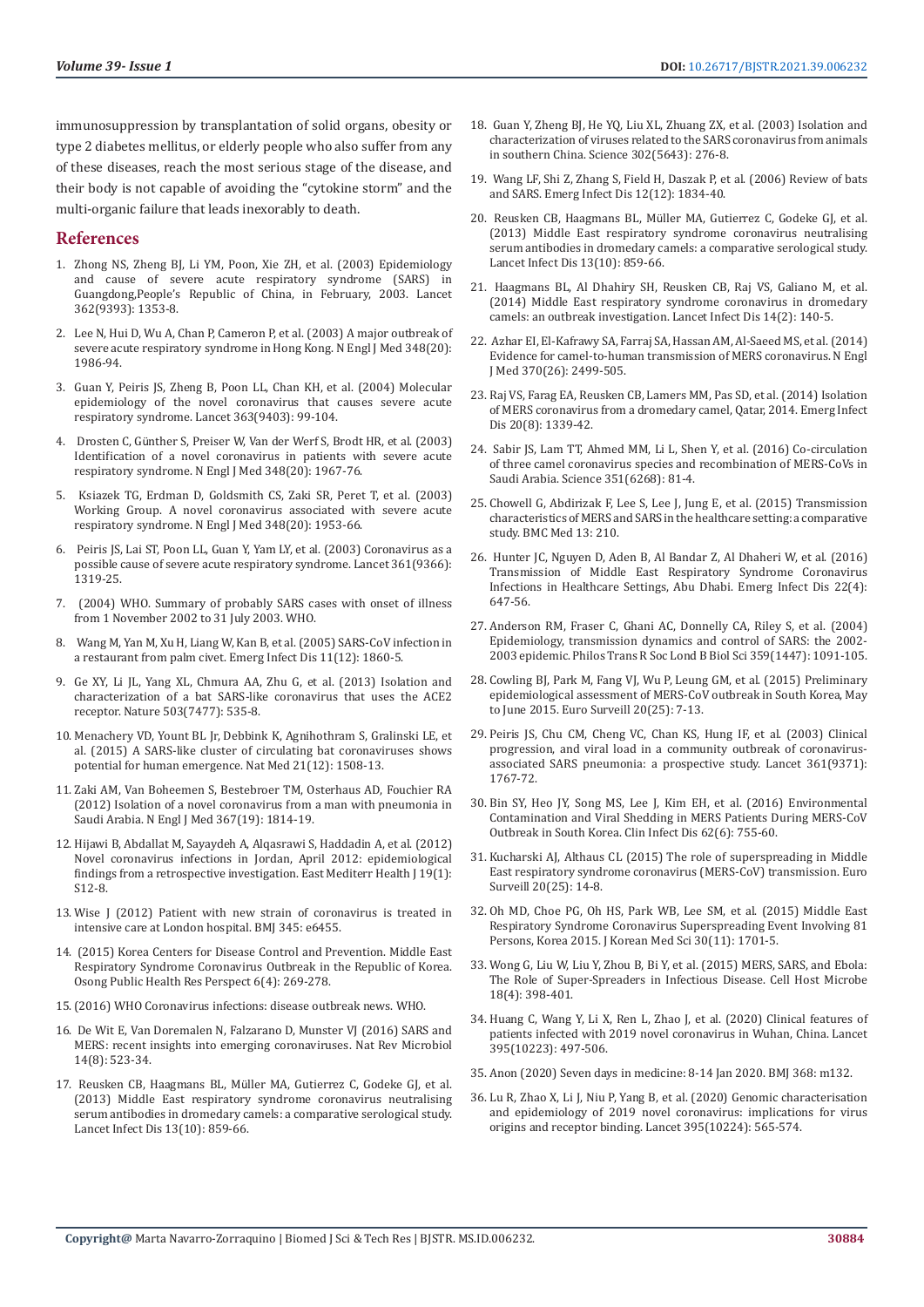immunosuppression by transplantation of solid organs, obesity or type 2 diabetes mellitus, or elderly people who also suffer from any of these diseases, reach the most serious stage of the disease, and their body is not capable of avoiding the "cytokine storm" and the multi-organic failure that leads inexorably to death.

## References

1. Zhong NS, Zheng BJ, Li YM, Poon, Xie ZH, et al. (2003) Epidemiology and cause of severe acute respiratory syndrome (SARS) in Guangdong,People's Republic of China, in February, 2003. Lancet 362(9393): 1353-8.
2. Lee N, Hui D, Wu A, Chan P, Cameron P, et al. (2003) A major outbreak of severe acute respiratory syndrome in Hong Kong. N Engl J Med 348(20): 1986-94.
3. Guan Y, Peiris JS, Zheng B, Poon LL, Chan KH, et al. (2004) Molecular epidemiology of the novel coronavirus that causes severe acute respiratory syndrome. Lancet 363(9403): 99-104.
4. Drosten C, Günther S, Preiser W, Van der Werf S, Brodt HR, et al. (2003) Identification of a novel coronavirus in patients with severe acute respiratory syndrome. N Engl J Med 348(20): 1967-76.
5. Ksiazek TG, Erdman D, Goldsmith CS, Zaki SR, Peret T, et al. (2003) Working Group. A novel coronavirus associated with severe acute respiratory syndrome. N Engl J Med 348(20): 1953-66.
6. Peiris JS, Lai ST, Poon LL, Guan Y, Yam LY, et al. (2003) Coronavirus as a possible cause of severe acute respiratory syndrome. Lancet 361(9366): 1319-25.
7. (2004) WHO. Summary of probably SARS cases with onset of illness from 1 November 2002 to 31 July 2003. WHO.
8. Wang M, Yan M, Xu H, Liang W, Kan B, et al. (2005) SARS-CoV infection in a restaurant from palm civet. Emerg Infect Dis 11(12): 1860-5.
9. Ge XY, Li JL, Yang XL, Chmura AA, Zhu G, et al. (2013) Isolation and characterization of a bat SARS-like coronavirus that uses the ACE2 receptor. Nature 503(7477): 535-8.
10. Menachery VD, Yount BL Jr, Debbink K, Agnihothram S, Gralinski LE, et al. (2015) A SARS-like cluster of circulating bat coronaviruses shows potential for human emergence. Nat Med 21(12): 1508-13.
11. Zaki AM, Van Boheemen S, Bestebroer TM, Osterhaus AD, Fouchier RA (2012) Isolation of a novel coronavirus from a man with pneumonia in Saudi Arabia. N Engl J Med 367(19): 1814-19.
12. Hijawi B, Abdallat M, Sayaydeh A, Alqasrawi S, Haddadin A, et al. (2012) Novel coronavirus infections in Jordan, April 2012: epidemiological findings from a retrospective investigation. East Mediterr Health J 19(1): S12-8.
13. Wise J (2012) Patient with new strain of coronavirus is treated in intensive care at London hospital. BMJ 345: e6455.
14. (2015) Korea Centers for Disease Control and Prevention. Middle East Respiratory Syndrome Coronavirus Outbreak in the Republic of Korea. Osong Public Health Res Perspect 6(4): 269-278.
15. (2016) WHO Coronavirus infections: disease outbreak news. WHO.
16. De Wit E, Van Doremalen N, Falzarano D, Munster VJ (2016) SARS and MERS: recent insights into emerging coronaviruses. Nat Rev Microbiol 14(8): 523-34.
17. Reusken CB, Haagmans BL, Müller MA, Gutierrez C, Godeke GJ, et al. (2013) Middle East respiratory syndrome coronavirus neutralising serum antibodies in dromedary camels: a comparative serological study. Lancet Infect Dis 13(10): 859-66.
18. Guan Y, Zheng BJ, He YQ, Liu XL, Zhuang ZX, et al. (2003) Isolation and characterization of viruses related to the SARS coronavirus from animals in southern China. Science 302(5643): 276-8.
19. Wang LF, Shi Z, Zhang S, Field H, Daszak P, et al. (2006) Review of bats and SARS. Emerg Infect Dis 12(12): 1834-40.
20. Reusken CB, Haagmans BL, Müller MA, Gutierrez C, Godeke GJ, et al. (2013) Middle East respiratory syndrome coronavirus neutralising serum antibodies in dromedary camels: a comparative serological study. Lancet Infect Dis 13(10): 859-66.
21. Haagmans BL, Al Dhahiry SH, Reusken CB, Raj VS, Galiano M, et al. (2014) Middle East respiratory syndrome coronavirus in dromedary camels: an outbreak investigation. Lancet Infect Dis 14(2): 140-5.
22. Azhar EI, El-Kafrawy SA, Farraj SA, Hassan AM, Al-Saeed MS, et al. (2014) Evidence for camel-to-human transmission of MERS coronavirus. N Engl J Med 370(26): 2499-505.
23. Raj VS, Farag EA, Reusken CB, Lamers MM, Pas SD, et al. (2014) Isolation of MERS coronavirus from a dromedary camel, Qatar, 2014. Emerg Infect Dis 20(8): 1339-42.
24. Sabir JS, Lam TT, Ahmed MM, Li L, Shen Y, et al. (2016) Co-circulation of three camel coronavirus species and recombination of MERS-CoVs in Saudi Arabia. Science 351(6268): 81-4.
25. Chowell G, Abdirizak F, Lee S, Lee J, Jung E, et al. (2015) Transmission characteristics of MERS and SARS in the healthcare setting: a comparative study. BMC Med 13: 210.
26. Hunter JC, Nguyen D, Aden B, Al Bandar Z, Al Dhaheri W, et al. (2016) Transmission of Middle East Respiratory Syndrome Coronavirus Infections in Healthcare Settings, Abu Dhabi. Emerg Infect Dis 22(4): 647-56.
27. Anderson RM, Fraser C, Ghani AC, Donnelly CA, Riley S, et al. (2004) Epidemiology, transmission dynamics and control of SARS: the 2002-2003 epidemic. Philos Trans R Soc Lond B Biol Sci 359(1447): 1091-105.
28. Cowling BJ, Park M, Fang VJ, Wu P, Leung GM, et al. (2015) Preliminary epidemiological assessment of MERS-CoV outbreak in South Korea, May to June 2015. Euro Surveill 20(25): 7-13.
29. Peiris JS, Chu CM, Cheng VC, Chan KS, Hung IF, et al. (2003) Clinical progression, and viral load in a community outbreak of coronavirus-associated SARS pneumonia: a prospective study. Lancet 361(9371): 1767-72.
30. Bin SY, Heo JY, Song MS, Lee J, Kim EH, et al. (2016) Environmental Contamination and Viral Shedding in MERS Patients During MERS-CoV Outbreak in South Korea. Clin Infect Dis 62(6): 755-60.
31. Kucharski AJ, Althaus CL (2015) The role of superspreading in Middle East respiratory syndrome coronavirus (MERS-CoV) transmission. Euro Surveill 20(25): 14-8.
32. Oh MD, Choe PG, Oh HS, Park WB, Lee SM, et al. (2015) Middle East Respiratory Syndrome Coronavirus Superspreading Event Involving 81 Persons, Korea 2015. J Korean Med Sci 30(11): 1701-5.
33. Wong G, Liu W, Liu Y, Zhou B, Bi Y, et al. (2015) MERS, SARS, and Ebola: The Role of Super-Spreaders in Infectious Disease. Cell Host Microbe 18(4): 398-401.
34. Huang C, Wang Y, Li X, Ren L, Zhao J, et al. (2020) Clinical features of patients infected with 2019 novel coronavirus in Wuhan, China. Lancet 395(10223): 497-506.
35. Anon (2020) Seven days in medicine: 8-14 Jan 2020. BMJ 368: m132.
36. Lu R, Zhao X, Li J, Niu P, Yang B, et al. (2020) Genomic characterisation and epidemiology of 2019 novel coronavirus: implications for virus origins and receptor binding. Lancet 395(10224): 565-574.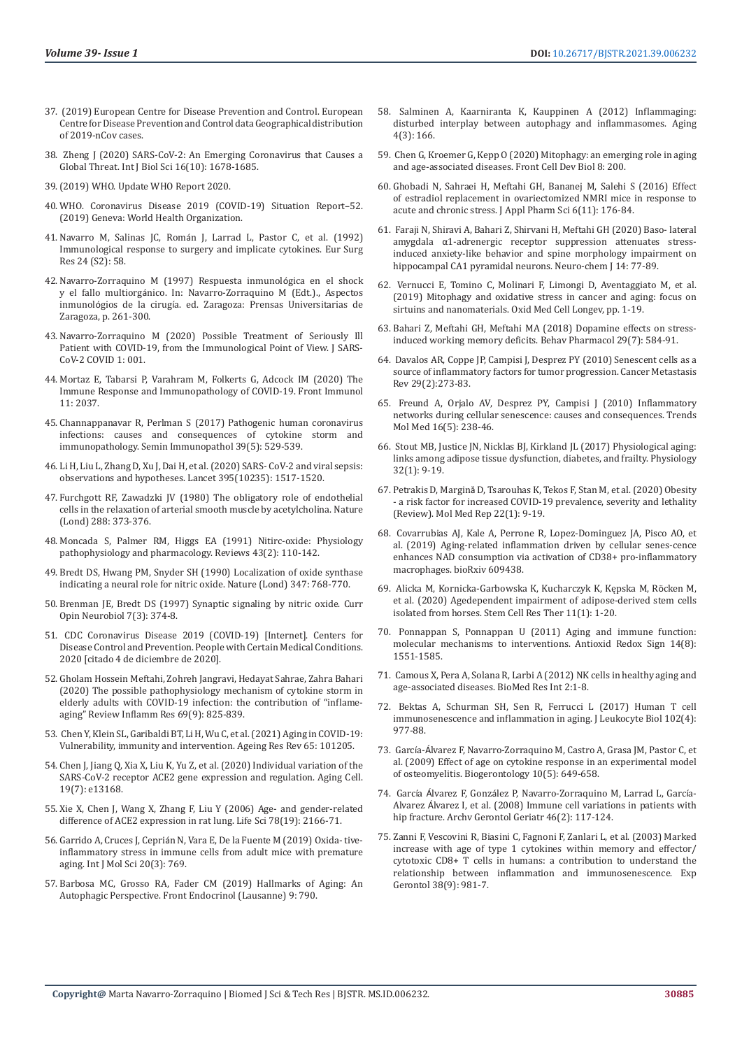37. (2019) European Centre for Disease Prevention and Control. European Centre for Disease Prevention and Control data Geographical distribution of 2019-nCov cases.

38. Zheng J (2020) SARS-CoV-2: An Emerging Coronavirus that Causes a Global Threat. Int J Biol Sci 16(10): 1678-1685.

39. (2019) WHO. Update WHO Report 2020.

40. WHO. Coronavirus Disease 2019 (COVID-19) Situation Report–52. (2019) Geneva: World Health Organization.

41. Navarro M, Salinas JC, Román J, Larrad L, Pastor C, et al. (1992) Immunological response to surgery and implicate cytokines. Eur Surg Res 24 (S2): 58.

42. Navarro-Zorraquino M (1997) Respuesta inmunológica en el shock y el fallo multiorgánico. In: Navarro-Zorraquino M (Edt.)., Aspectos inmunológios de la cirugía. ed. Zaragoza: Prensas Universitarias de Zaragoza, p. 261-300.

43. Navarro-Zorraquino M (2020) Possible Treatment of Seriously Ill Patient with COVID-19, from the Immunological Point of View. J SARS-CoV-2 COVID 1: 001.

44. Mortaz E, Tabarsi P, Varahram M, Folkerts G, Adcock IM (2020) The Immune Response and Immunopathology of COVID-19. Front Immunol 11: 2037.

45. Channappanavar R, Perlman S (2017) Pathogenic human coronavirus infections: causes and consequences of cytokine storm and immunopathology. Semin Immunopathol 39(5): 529-539.

46. Li H, Liu L, Zhang D, Xu J, Dai H, et al. (2020) SARS- CoV-2 and viral sepsis: observations and hypotheses. Lancet 395(10235): 1517-1520.

47. Furchgott RF, Zawadzki JV (1980) The obligatory role of endothelial cells in the relaxation of arterial smooth muscle by acetylcholina. Nature (Lond) 288: 373-376.

48. Moncada S, Palmer RM, Higgs EA (1991) Nitirc-oxide: Physiology pathophysiology and pharmacology. Reviews 43(2): 110-142.

49. Bredt DS, Hwang PM, Snyder SH (1990) Localization of oxide synthase indicating a neural role for nitric oxide. Nature (Lond) 347: 768-770.

50. Brenman JE, Bredt DS (1997) Synaptic signaling by nitric oxide. Curr Opin Neurobiol 7(3): 374-8.

51. CDC Coronavirus Disease 2019 (COVID-19) [Internet]. Centers for Disease Control and Prevention. People with Certain Medical Conditions. 2020 [citado 4 de diciembre de 2020].

52. Gholam Hossein Meftahi, Zohreh Jangravi, Hedayat Sahrae, Zahra Bahari (2020) The possible pathophysiology mechanism of cytokine storm in elderly adults with COVID-19 infection: the contribution of "inflame-aging" Review Inflamm Res 69(9): 825-839.

53. Chen Y, Klein SL, Garibaldi BT, Li H, Wu C, et al. (2021) Aging in COVID-19: Vulnerability, immunity and intervention. Ageing Res Rev 65: 101205.

54. Chen J, Jiang Q, Xia X, Liu K, Yu Z, et al. (2020) Individual variation of the SARS-CoV-2 receptor ACE2 gene expression and regulation. Aging Cell. 19(7): e13168.

55. Xie X, Chen J, Wang X, Zhang F, Liu Y (2006) Age- and gender-related difference of ACE2 expression in rat lung. Life Sci 78(19): 2166-71.

56. Garrido A, Cruces J, Ceprián N, Vara E, De la Fuente M (2019) Oxida- tive-inflammatory stress in immune cells from adult mice with premature aging. Int J Mol Sci 20(3): 769.

57. Barbosa MC, Grosso RA, Fader CM (2019) Hallmarks of Aging: An Autophagic Perspective. Front Endocrinol (Lausanne) 9: 790.

58. Salminen A, Kaarniranta K, Kauppinen A (2012) Inflammaging: disturbed interplay between autophagy and inflammasomes. Aging 4(3): 166.

59. Chen G, Kroemer G, Kepp O (2020) Mitophagy: an emerging role in aging and age-associated diseases. Front Cell Dev Biol 8: 200.

60. Ghobadi N, Sahraei H, Meftahi GH, Bananej M, Salehi S (2016) Effect of estradiol replacement in ovariectomized NMRI mice in response to acute and chronic stress. J Appl Pharm Sci 6(11): 176-84.

61. Faraji N, Shiravi A, Bahari Z, Shirvani H, Meftahi GH (2020) Baso- lateral amygdala α1-adrenergic receptor suppression attenuates stress-induced anxiety-like behavior and spine morphology impairment on hippocampal CA1 pyramidal neurons. Neuro-chem J 14: 77-89.

62. Vernucci E, Tomino C, Molinari F, Limongi D, Aventaggiato M, et al. (2019) Mitophagy and oxidative stress in cancer and aging: focus on sirtuins and nanomaterials. Oxid Med Cell Longev, pp. 1-19.

63. Bahari Z, Meftahi GH, Meftahi MA (2018) Dopamine effects on stress-induced working memory deficits. Behav Pharmacol 29(7): 584-91.

64. Davalos AR, Coppe JP, Campisi J, Desprez PY (2010) Senescent cells as a source of inflammatory factors for tumor progression. Cancer Metastasis Rev 29(2):273-83.

65. Freund A, Orjalo AV, Desprez PY, Campisi J (2010) Inflammatory networks during cellular senescence: causes and consequences. Trends Mol Med 16(5): 238-46.

66. Stout MB, Justice JN, Nicklas BJ, Kirkland JL (2017) Physiological aging: links among adipose tissue dysfunction, diabetes, and frailty. Physiology 32(1): 9-19.

67. Petrakis D, Margină D, Tsarouhas K, Tekos F, Stan M, et al. (2020) Obesity - a risk factor for increased COVID-19 prevalence, severity and lethality (Review). Mol Med Rep 22(1): 9-19.

68. Covarrubias AJ, Kale A, Perrone R, Lopez-Dominguez JA, Pisco AO, et al. (2019) Aging-related inflammation driven by cellular senes-cence enhances NAD consumption via activation of CD38+ pro-inflammatory macrophages. bioRxiv 609438.

69. Alicka M, Kornicka-Garbowska K, Kucharczyk K, Kępska M, Röcken M, et al. (2020) Agedependent impairment of adipose-derived stem cells isolated from horses. Stem Cell Res Ther 11(1): 1-20.

70. Ponnappan S, Ponnappan U (2011) Aging and immune function: molecular mechanisms to interventions. Antioxid Redox Sign 14(8): 1551-1585.

71. Camous X, Pera A, Solana R, Larbi A (2012) NK cells in healthy aging and age-associated diseases. BioMed Res Int 2:1-8.

72. Bektas A, Schurman SH, Sen R, Ferrucci L (2017) Human T cell immunosenescence and inflammation in aging. J Leukocyte Biol 102(4): 977-88.

73. García-Álvarez F, Navarro-Zorraquino M, Castro A, Grasa JM, Pastor C, et al. (2009) Effect of age on cytokine response in an experimental model of osteomyelitis. Biogerontology 10(5): 649-658.

74. García Álvarez F, González P, Navarro-Zorraquino M, Larrad L, García-Alvarez Álvarez I, et al. (2008) Immune cell variations in patients with hip fracture. Archv Gerontol Geriatr 46(2): 117-124.

75. Zanni F, Vescovini R, Biasini C, Fagnoni F, Zanlari L, et al. (2003) Marked increase with age of type 1 cytokines within memory and effector/ cytotoxic CD8+ T cells in humans: a contribution to understand the relationship between inflammation and immunosenescence. Exp Gerontol 38(9): 981-7.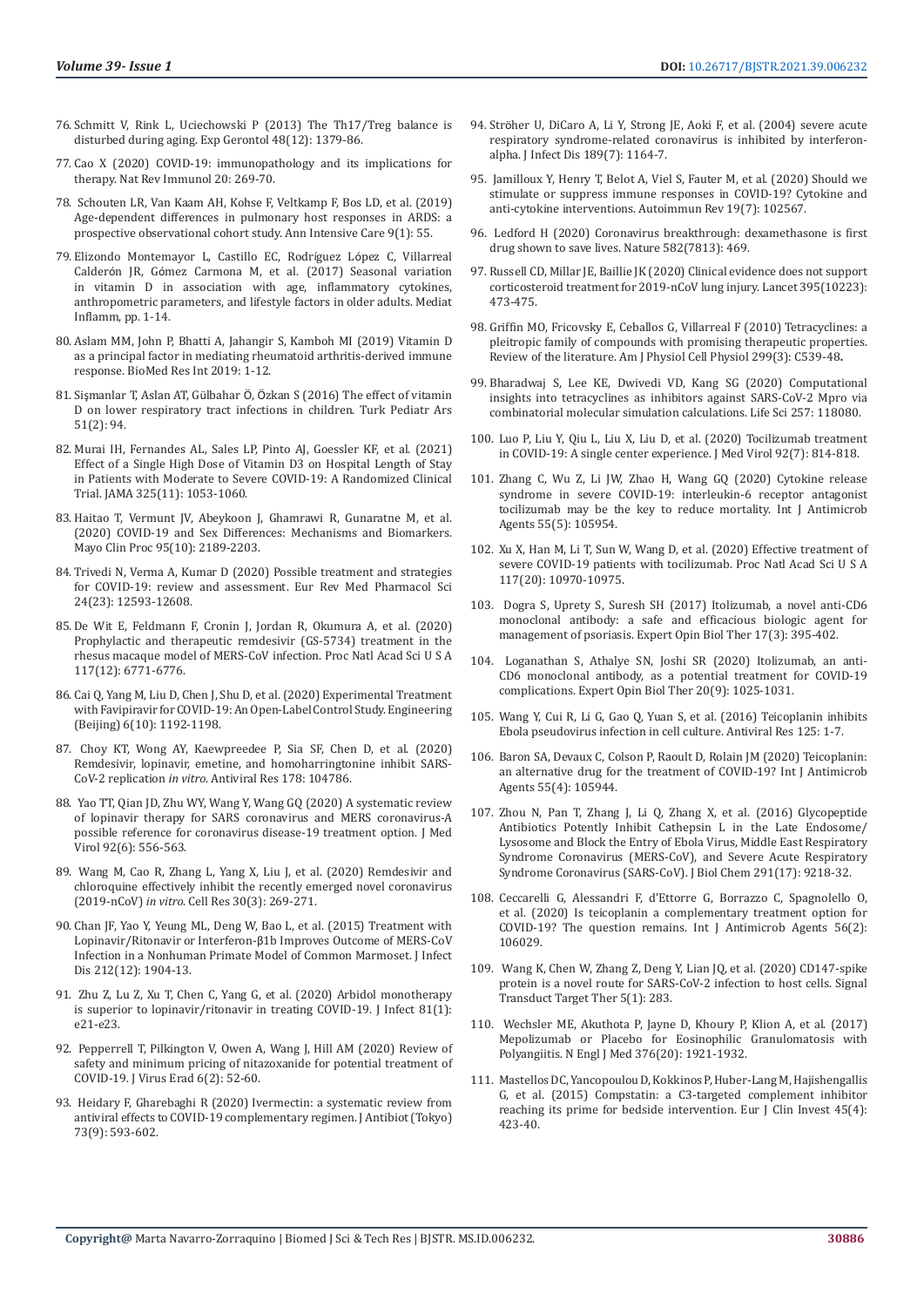76. Schmitt V, Rink L, Uciechowski P (2013) The Th17/Treg balance is disturbed during aging. Exp Gerontol 48(12): 1379-86.

77. Cao X (2020) COVID-19: immunopathology and its implications for therapy. Nat Rev Immunol 20: 269-70.

78. Schouten LR, Van Kaam AH, Kohse F, Veltkamp F, Bos LD, et al. (2019) Age-dependent differences in pulmonary host responses in ARDS: a prospective observational cohort study. Ann Intensive Care 9(1): 55.

79. Elizondo Montemayor L, Castillo EC, Rodríguez López C, Villarreal Calderón JR, Gómez Carmona M, et al. (2017) Seasonal variation in vitamin D in association with age, inflammatory cytokines, anthropometric parameters, and lifestyle factors in older adults. Mediat Inflamm, pp. 1-14.

80. Aslam MM, John P, Bhatti A, Jahangir S, Kamboh MI (2019) Vitamin D as a principal factor in mediating rheumatoid arthritis-derived immune response. BioMed Res Int 2019: 1-12.

81. Şişmanlar T, Aslan AT, Gülbahar Ö, Özkan S (2016) The effect of vitamin D on lower respiratory tract infections in children. Turk Pediatr Ars 51(2): 94.

82. Murai IH, Fernandes AL, Sales LP, Pinto AJ, Goessler KF, et al. (2021) Effect of a Single High Dose of Vitamin D3 on Hospital Length of Stay in Patients with Moderate to Severe COVID-19: A Randomized Clinical Trial. JAMA 325(11): 1053-1060.

83. Haitao T, Vermunt JV, Abeykoon J, Ghamrawi R, Gunaratne M, et al. (2020) COVID-19 and Sex Differences: Mechanisms and Biomarkers. Mayo Clin Proc 95(10): 2189-2203.

84. Trivedi N, Verma A, Kumar D (2020) Possible treatment and strategies for COVID-19: review and assessment. Eur Rev Med Pharmacol Sci 24(23): 12593-12608.

85. De Wit E, Feldmann F, Cronin J, Jordan R, Okumura A, et al. (2020) Prophylactic and therapeutic remdesivir (GS-5734) treatment in the rhesus macaque model of MERS-CoV infection. Proc Natl Acad Sci U S A 117(12): 6771-6776.

86. Cai Q, Yang M, Liu D, Chen J, Shu D, et al. (2020) Experimental Treatment with Favipiravir for COVID-19: An Open-Label Control Study. Engineering (Beijing) 6(10): 1192-1198.

87. Choy KT, Wong AY, Kaewpreedee P, Sia SF, Chen D, et al. (2020) Remdesivir, lopinavir, emetine, and homoharringtonine inhibit SARS-CoV-2 replication *in vitro*. Antiviral Res 178: 104786.

88. Yao TT, Qian JD, Zhu WY, Wang Y, Wang GQ (2020) A systematic review of lopinavir therapy for SARS coronavirus and MERS coronavirus-A possible reference for coronavirus disease-19 treatment option. J Med Virol 92(6): 556-563.

89. Wang M, Cao R, Zhang L, Yang X, Liu J, et al. (2020) Remdesivir and chloroquine effectively inhibit the recently emerged novel coronavirus (2019-nCoV) *in vitro*. Cell Res 30(3): 269-271.

90. Chan JF, Yao Y, Yeung ML, Deng W, Bao L, et al. (2015) Treatment with Lopinavir/Ritonavir or Interferon-β1b Improves Outcome of MERS-CoV Infection in a Nonhuman Primate Model of Common Marmoset. J Infect Dis 212(12): 1904-13.

91. Zhu Z, Lu Z, Xu T, Chen C, Yang G, et al. (2020) Arbidol monotherapy is superior to lopinavir/ritonavir in treating COVID-19. J Infect 81(1): e21-e23.

92. Pepperrell T, Pilkington V, Owen A, Wang J, Hill AM (2020) Review of safety and minimum pricing of nitazoxanide for potential treatment of COVID-19. J Virus Erad 6(2): 52-60.

93. Heidary F, Gharebaghi R (2020) Ivermectin: a systematic review from antiviral effects to COVID-19 complementary regimen. J Antibiot (Tokyo) 73(9): 593-602.

94. Ströher U, DiCaro A, Li Y, Strong JE, Aoki F, et al. (2004) severe acute respiratory syndrome-related coronavirus is inhibited by interferon-alpha. J Infect Dis 189(7): 1164-7.

95. Jamilloux Y, Henry T, Belot A, Viel S, Fauter M, et al. (2020) Should we stimulate or suppress immune responses in COVID-19? Cytokine and anti-cytokine interventions. Autoimmun Rev 19(7): 102567.

96. Ledford H (2020) Coronavirus breakthrough: dexamethasone is first drug shown to save lives. Nature 582(7813): 469.

97. Russell CD, Millar JE, Baillie JK (2020) Clinical evidence does not support corticosteroid treatment for 2019-nCoV lung injury. Lancet 395(10223): 473-475.

98. Griffin MO, Fricovsky E, Ceballos G, Villarreal F (2010) Tetracyclines: a pleitropic family of compounds with promising therapeutic properties. Review of the literature. Am J Physiol Cell Physiol 299(3): C539-48.

99. Bharadwaj S, Lee KE, Dwivedi VD, Kang SG (2020) Computational insights into tetracyclines as inhibitors against SARS-CoV-2 Mpro via combinatorial molecular simulation calculations. Life Sci 257: 118080.

100. Luo P, Liu Y, Qiu L, Liu X, Liu D, et al. (2020) Tocilizumab treatment in COVID-19: A single center experience. J Med Virol 92(7): 814-818.

101. Zhang C, Wu Z, Li JW, Zhao H, Wang GQ (2020) Cytokine release syndrome in severe COVID-19: interleukin-6 receptor antagonist tocilizumab may be the key to reduce mortality. Int J Antimicrob Agents 55(5): 105954.

102. Xu X, Han M, Li T, Sun W, Wang D, et al. (2020) Effective treatment of severe COVID-19 patients with tocilizumab. Proc Natl Acad Sci U S A 117(20): 10970-10975.

103. Dogra S, Uprety S, Suresh SH (2017) Itolizumab, a novel anti-CD6 monoclonal antibody: a safe and efficacious biologic agent for management of psoriasis. Expert Opin Biol Ther 17(3): 395-402.

104. Loganathan S, Athalye SN, Joshi SR (2020) Itolizumab, an anti-CD6 monoclonal antibody, as a potential treatment for COVID-19 complications. Expert Opin Biol Ther 20(9): 1025-1031.

105. Wang Y, Cui R, Li G, Gao Q, Yuan S, et al. (2016) Teicoplanin inhibits Ebola pseudovirus infection in cell culture. Antiviral Res 125: 1-7.

106. Baron SA, Devaux C, Colson P, Raoult D, Rolain JM (2020) Teicoplanin: an alternative drug for the treatment of COVID-19? Int J Antimicrob Agents 55(4): 105944.

107. Zhou N, Pan T, Zhang J, Li Q, Zhang X, et al. (2016) Glycopeptide Antibiotics Potently Inhibit Cathepsin L in the Late Endosome/Lysosome and Block the Entry of Ebola Virus, Middle East Respiratory Syndrome Coronavirus (MERS-CoV), and Severe Acute Respiratory Syndrome Coronavirus (SARS-CoV). J Biol Chem 291(17): 9218-32.

108. Ceccarelli G, Alessandri F, d'Ettorre G, Borrazzo C, Spagnolello O, et al. (2020) Is teicoplanin a complementary treatment option for COVID-19? The question remains. Int J Antimicrob Agents 56(2): 106029.

109. Wang K, Chen W, Zhang Z, Deng Y, Lian JQ, et al. (2020) CD147-spike protein is a novel route for SARS-CoV-2 infection to host cells. Signal Transduct Target Ther 5(1): 283.

110. Wechsler ME, Akuthota P, Jayne D, Khoury P, Klion A, et al. (2017) Mepolizumab or Placebo for Eosinophilic Granulomatosis with Polyangiitis. N Engl J Med 376(20): 1921-1932.

111. Mastellos DC, Yancopoulou D, Kokkinos P, Huber-Lang M, Hajishengallis G, et al. (2015) Compstatin: a C3-targeted complement inhibitor reaching its prime for bedside intervention. Eur J Clin Invest 45(4): 423-40.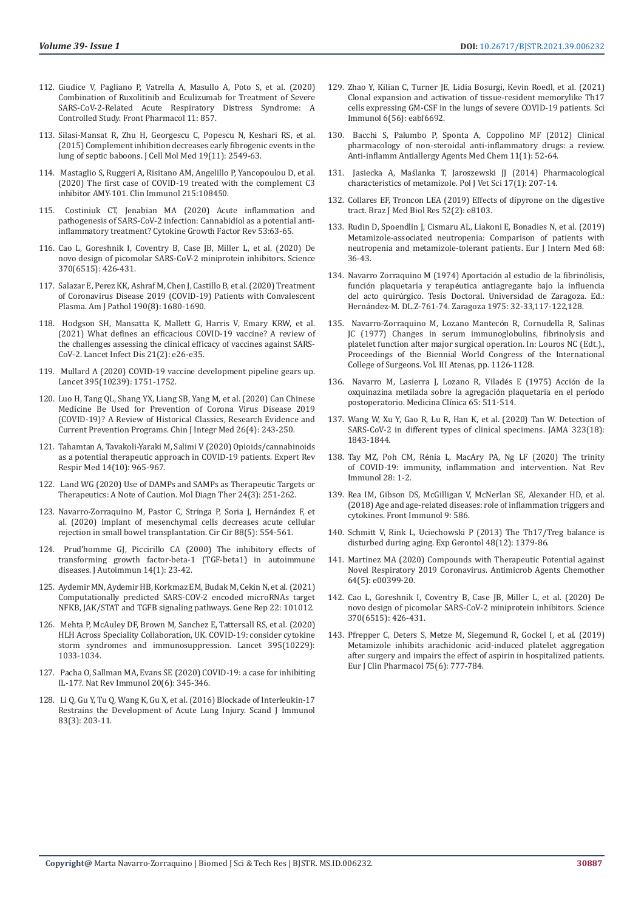112. Giudice V, Pagliano P, Vatrella A, Masullo A, Poto S, et al. (2020) Combination of Ruxolitinib and Eculizumab for Treatment of Severe SARS-CoV-2-Related Acute Respiratory Distress Syndrome: A Controlled Study. Front Pharmacol 11: 857.

113. Silasi-Mansat R, Zhu H, Georgescu C, Popescu N, Keshari RS, et al. (2015) Complement inhibition decreases early fibrogenic events in the lung of septic baboons. J Cell Mol Med 19(11): 2549-63.

114. Mastaglio S, Ruggeri A, Risitano AM, Angelillo P, Yancopoulou D, et al. (2020) The first case of COVID-19 treated with the complement C3 inhibitor AMY-101. Clin Immunol 215:108450.

115. Costiniuk CT, Jenabian MA (2020) Acute inflammation and pathogenesis of SARS-CoV-2 infection: Cannabidiol as a potential anti-inflammatory treatment? Cytokine Growth Factor Rev 53:63-65.

116. Cao L, Goreshnik I, Coventry B, Case JB, Miller L, et al. (2020) De novo design of picomolar SARS-CoV-2 miniprotein inhibitors. Science 370(6515): 426-431.

117. Salazar E, Perez KK, Ashraf M, Chen J, Castillo B, et al. (2020) Treatment of Coronavirus Disease 2019 (COVID-19) Patients with Convalescent Plasma. Am J Pathol 190(8): 1680-1690.

118. Hodgson SH, Mansatta K, Mallett G, Harris V, Emary KRW, et al. (2021) What defines an efficacious COVID-19 vaccine? A review of the challenges assessing the clinical efficacy of vaccines against SARS-CoV-2. Lancet Infect Dis 21(2): e26-e35.

119. Mullard A (2020) COVID-19 vaccine development pipeline gears up. Lancet 395(10239): 1751-1752.

120. Luo H, Tang QL, Shang YX, Liang SB, Yang M, et al. (2020) Can Chinese Medicine Be Used for Prevention of Corona Virus Disease 2019 (COVID-19)? A Review of Historical Classics, Research Evidence and Current Prevention Programs. Chin J Integr Med 26(4): 243-250.

121. Tahamtan A, Tavakoli-Yaraki M, Salimi V (2020) Opioids/cannabinoids as a potential therapeutic approach in COVID-19 patients. Expert Rev Respir Med 14(10): 965-967.

122. Land WG (2020) Use of DAMPs and SAMPs as Therapeutic Targets or Therapeutics: A Note of Caution. Mol Diagn Ther 24(3): 251-262.

123. Navarro-Zorraquino M, Pastor C, Stringa P, Soria J, Hernández F, et al. (2020) Implant of mesenchymal cells decreases acute cellular rejection in small bowel transplantation. Cir Cir 88(5): 554-561.

124. Prud'homme GJ, Piccirillo CA (2000) The inhibitory effects of transforming growth factor-beta-1 (TGF-beta1) in autoimmune diseases. J Autoimmun 14(1): 23-42.

125. Aydemir MN, Aydemir HB, Korkmaz EM, Budak M, Cekin N, et al. (2021) Computationally predicted SARS-COV-2 encoded microRNAs target NFKB, JAK/STAT and TGFB signaling pathways. Gene Rep 22: 101012.

126. Mehta P, McAuley DF, Brown M, Sanchez E, Tattersall RS, et al. (2020) HLH Across Speciality Collaboration, UK. COVID-19: consider cytokine storm syndromes and immunosuppression. Lancet 395(10229): 1033-1034.

127. Pacha O, Sallman MA, Evans SE (2020) COVID-19: a case for inhibiting IL-17?. Nat Rev Immunol 20(6): 345-346.

128. Li Q, Gu Y, Tu Q, Wang K, Gu X, et al. (2016) Blockade of Interleukin-17 Restrains the Development of Acute Lung Injury. Scand J Immunol 83(3): 203-11.

129. Zhao Y, Kilian C, Turner JE, Lidia Bosurgi, Kevin Roedl, et al. (2021) Clonal expansion and activation of tissue-resident memorylike Th17 cells expressing GM-CSF in the lungs of severe COVID-19 patients. Sci Immunol 6(56): eabf6692.

130. Bacchi S, Palumbo P, Sponta A, Coppolino MF (2012) Clinical pharmacology of non-steroidal anti-inflammatory drugs: a review. Anti-inflamm Antiallergy Agents Med Chem 11(1): 52-64.

131. Jasiecka A, Maślanka T, Jaroszewski JJ (2014) Pharmacological characteristics of metamizole. Pol J Vet Sci 17(1): 207-14.

132. Collares EF, Troncon LEA (2019) Effects of dipyrone on the digestive tract. Braz J Med Biol Res 52(2): e8103.

133. Rudin D, Spoendlin J, Cismaru AL, Liakoni E, Bonadies N, et al. (2019) Metamizole-associated neutropenia: Comparison of patients with neutropenia and metamizole-tolerant patients. Eur J Intern Med 68: 36-43.

134. Navarro Zorraquino M (1974) Aportación al estudio de la fibrinólisis, función plaquetaria y terapéutica antiagregante bajo la influencia del acto quirúrgico. Tesis Doctoral. Universidad de Zaragoza. Ed.: Hernández-M. DL.Z-761-74. Zaragoza 1975: 32-33,117-122,128.

135. Navarro-Zorraquino M, Lozano Mantecón R, Cornudella R, Salinas JC (1977) Changes in serum immunoglobulins, fibrinolysis and platelet function after major surgical operation. In: Louros NC (Edt.)., Proceedings of the Biennial World Congress of the International College of Surgeons. Vol. III Atenas, pp. 1126-1128.

136. Navarro M, Lasierra J, Lozano R, Viladés E (1975) Acción de la oxquinazina metilada sobre la agregación plaquetaria en el período postoperatorio. Medicina Clínica 65: 511-514.

137. Wang W, Xu Y, Gao R, Lu R, Han K, et al. (2020) Tan W. Detection of SARS-CoV-2 in different types of clinical specimens. JAMA 323(18): 1843-1844.

138. Tay MZ, Poh CM, Rénia L, MacAry PA, Ng LF (2020) The trinity of COVID-19: immunity, inflammation and intervention. Nat Rev Immunol 28: 1-2.

139. Rea IM, Gibson DS, McGilligan V, McNerlan SE, Alexander HD, et al. (2018) Age and age-related diseases: role of inflammation triggers and cytokines. Front Immunol 9: 586.

140. Schmitt V, Rink L, Uciechowski P (2013) The Th17/Treg balance is disturbed during aging. Exp Gerontol 48(12): 1379-86.

141. Martinez MA (2020) Compounds with Therapeutic Potential against Novel Respiratory 2019 Coronavirus. Antimicrob Agents Chemother 64(5): e00399-20.

142. Cao L, Goreshnik I, Coventry B, Case JB, Miller L, et al. (2020) De novo design of picomolar SARS-CoV-2 miniprotein inhibitors. Science 370(6515): 426-431.

143. Pfrepper C, Deters S, Metze M, Siegemund R, Gockel I, et al. (2019) Metamizole inhibits arachidonic acid-induced platelet aggregation after surgery and impairs the effect of aspirin in hospitalized patients. Eur J Clin Pharmacol 75(6): 777-784.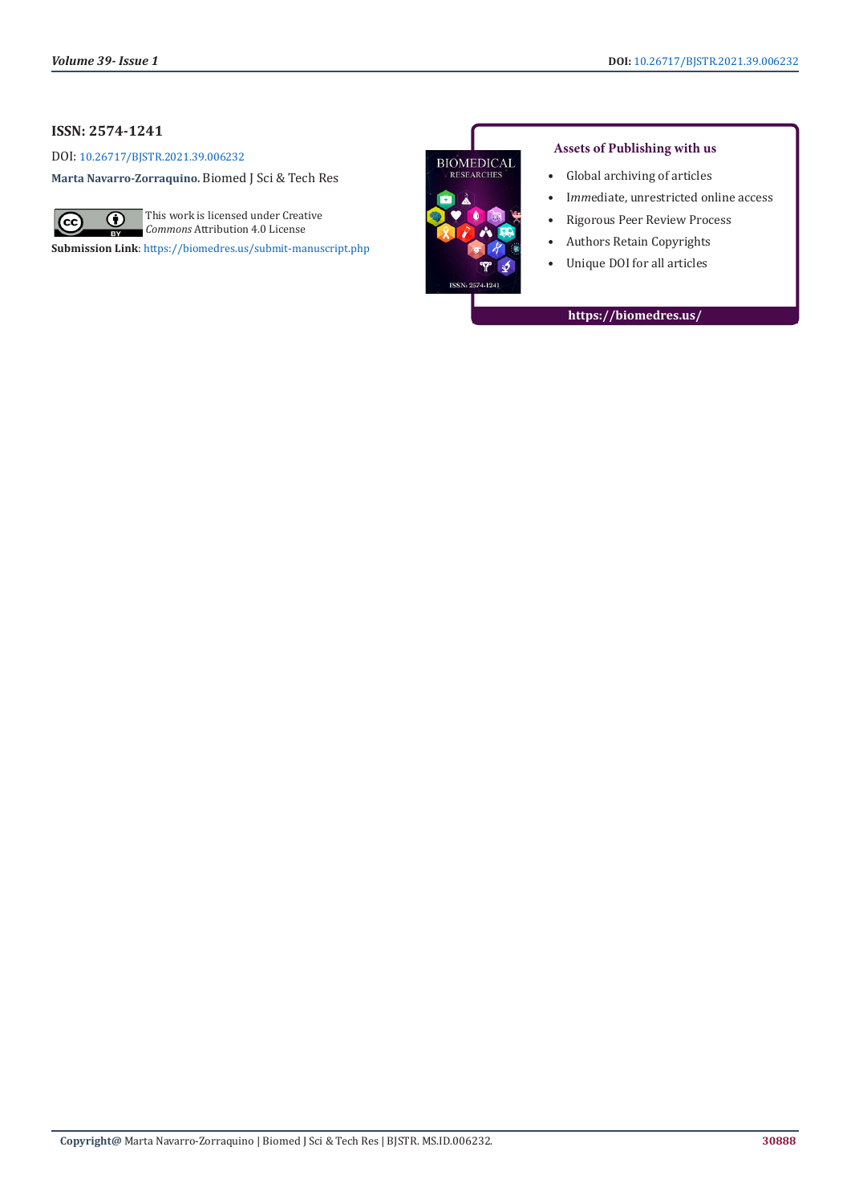**ISSN: 2574-1241**

DOI: 10.26717/BJSTR.2021.39.006232

**Marta Navarro-Zorraquino.** Biomed J Sci & Tech Res

This work is licensed under Creative *Commons* Attribution 4.0 License

**Submission Link**: https://biomedres.us/submit-manuscript.php

### Assets of Publishing with us

- Global archiving of articles
- Immediate, unrestricted online access
- Rigorous Peer Review Process
- Authors Retain Copyrights
- Unique DOI for all articles

**https://biomedres.us/**